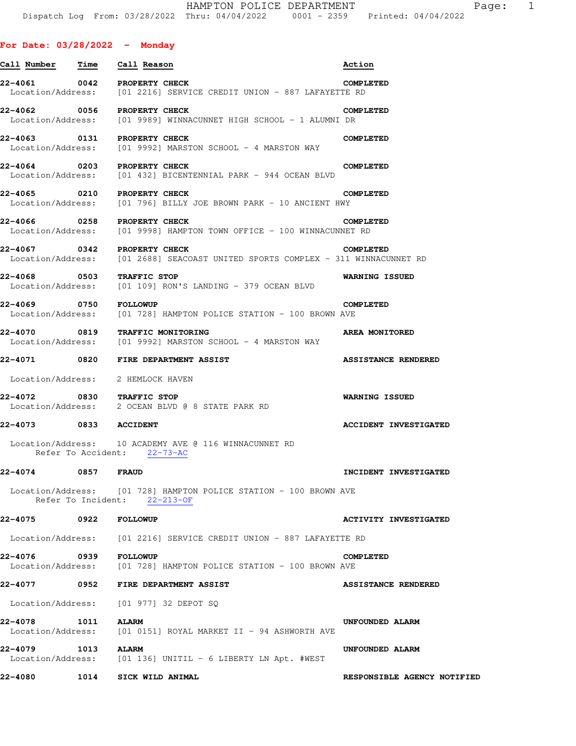HAMPTON POLICE DEPARTMENT
Dispatch Log From: 03/28/2022 Thru: 04/04/2022 0001 - 2359 Printed: 04/04/2022

## For Date: 03/28/2022 - Monday

| Call Number | Time | Call Reason | Action |
|---|---|---|---|
| **22-4061** | **0042** | **PROPERTY CHECK** | **COMPLETED** |
| Location/Address: | | [01 2216] SERVICE CREDIT UNION - 887 LAFAYETTE RD | |
| **22-4062** | **0056** | **PROPERTY CHECK** | **COMPLETED** |
| Location/Address: | | [01 9989] WINNACUNNET HIGH SCHOOL - 1 ALUMNI DR | |
| **22-4063** | **0131** | **PROPERTY CHECK** | **COMPLETED** |
| Location/Address: | | [01 9992] MARSTON SCHOOL - 4 MARSTON WAY | |
| **22-4064** | **0203** | **PROPERTY CHECK** | **COMPLETED** |
| Location/Address: | | [01 432] BICENTENNIAL PARK - 944 OCEAN BLVD | |
| **22-4065** | **0210** | **PROPERTY CHECK** | **COMPLETED** |
| Location/Address: | | [01 796] BILLY JOE BROWN PARK - 10 ANCIENT HWY | |
| **22-4066** | **0258** | **PROPERTY CHECK** | **COMPLETED** |
| Location/Address: | | [01 9998] HAMPTON TOWN OFFICE - 100 WINNACUNNET RD | |
| **22-4067** | **0342** | **PROPERTY CHECK** | **COMPLETED** |
| Location/Address: | | [01 2688] SEACOAST UNITED SPORTS COMPLEX - 311 WINNACUNNET RD | |
| **22-4068** | **0503** | **TRAFFIC STOP** | **WARNING ISSUED** |
| Location/Address: | | [01 109] RON'S LANDING - 379 OCEAN BLVD | |
| **22-4069** | **0750** | **FOLLOWUP** | **COMPLETED** |
| Location/Address: | | [01 728] HAMPTON POLICE STATION - 100 BROWN AVE | |
| **22-4070** | **0819** | **TRAFFIC MONITORING** | **AREA MONITORED** |
| Location/Address: | | [01 9992] MARSTON SCHOOL - 4 MARSTON WAY | |
| **22-4071** | **0820** | **FIRE DEPARTMENT ASSIST** | **ASSISTANCE RENDERED** |
| Location/Address: | | 2 HEMLOCK HAVEN | |
| **22-4072** | **0830** | **TRAFFIC STOP** | **WARNING ISSUED** |
| Location/Address: | | 2 OCEAN BLVD @ 8 STATE PARK RD | |
| **22-4073** | **0833** | **ACCIDENT** | **ACCIDENT INVESTIGATED** |
| Location/Address: | | 10 ACADEMY AVE @ 116 WINNACUNNET RD | |
| Refer To Accident: | | 22-73-AC | |
| **22-4074** | **0857** | **FRAUD** | **INCIDENT INVESTIGATED** |
| Location/Address: | | [01 728] HAMPTON POLICE STATION - 100 BROWN AVE | |
| Refer To Incident: | | 22-213-OF | |
| **22-4075** | **0922** | **FOLLOWUP** | **ACTIVITY INVESTIGATED** |
| Location/Address: | | [01 2216] SERVICE CREDIT UNION - 887 LAFAYETTE RD | |
| **22-4076** | **0939** | **FOLLOWUP** | **COMPLETED** |
| Location/Address: | | [01 728] HAMPTON POLICE STATION - 100 BROWN AVE | |
| **22-4077** | **0952** | **FIRE DEPARTMENT ASSIST** | **ASSISTANCE RENDERED** |
| Location/Address: | | [01 977] 32 DEPOT SQ | |
| **22-4078** | **1011** | **ALARM** | **UNFOUNDED ALARM** |
| Location/Address: | | [01 0151] ROYAL MARKET II - 94 ASHWORTH AVE | |
| **22-4079** | **1013** | **ALARM** | **UNFOUNDED ALARM** |
| Location/Address: | | [01 136] UNITIL - 6 LIBERTY LN Apt. #WEST | |
| **22-4080** | **1014** | **SICK WILD ANIMAL** | **RESPONSIBLE AGENCY NOTIFIED** |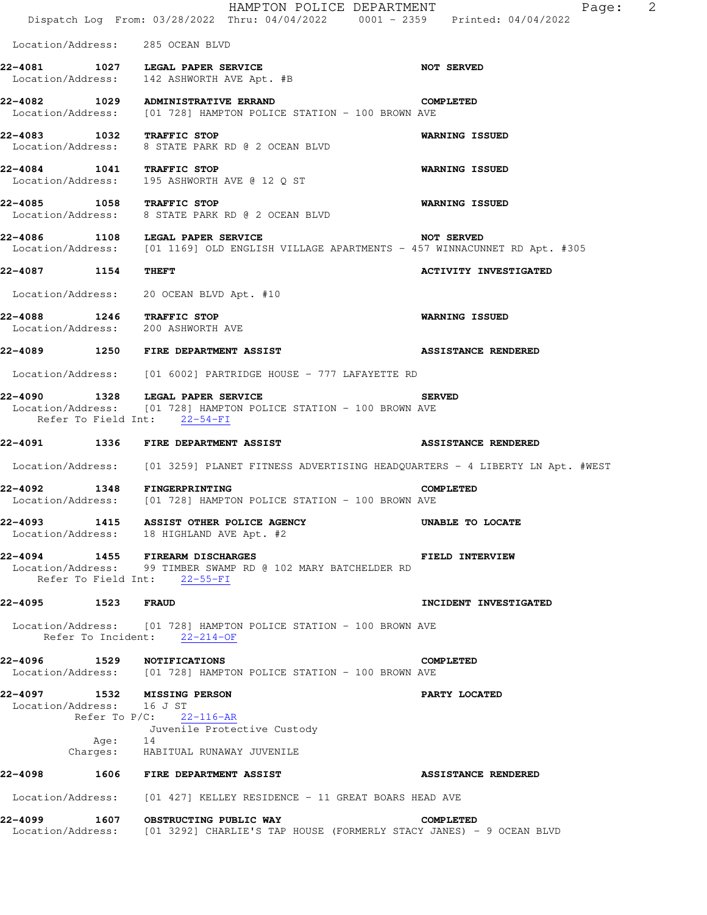Location/Address: 285 OCEAN BLVD

**22-4081 1027 LEGAL PAPER SERVICE** **NOT SERVED**
Location/Address: 142 ASHWORTH AVE Apt. #B

**22-4082 1029 ADMINISTRATIVE ERRAND** **COMPLETED**
Location/Address: [01 728] HAMPTON POLICE STATION - 100 BROWN AVE

**22-4083 1032 TRAFFIC STOP** **WARNING ISSUED**
Location/Address: 8 STATE PARK RD @ 2 OCEAN BLVD

**22-4084 1041 TRAFFIC STOP** **WARNING ISSUED**
Location/Address: 195 ASHWORTH AVE @ 12 Q ST

**22-4085 1058 TRAFFIC STOP** **WARNING ISSUED**
Location/Address: 8 STATE PARK RD @ 2 OCEAN BLVD

**22-4086 1108 LEGAL PAPER SERVICE** **NOT SERVED**
Location/Address: [01 1169] OLD ENGLISH VILLAGE APARTMENTS - 457 WINNACUNNET RD Apt. #305

**22-4087 1154 THEFT** **ACTIVITY INVESTIGATED**

Location/Address: 20 OCEAN BLVD Apt. #10

**22-4088 1246 TRAFFIC STOP** **WARNING ISSUED**
Location/Address: 200 ASHWORTH AVE

**22-4089 1250 FIRE DEPARTMENT ASSIST** **ASSISTANCE RENDERED**

Location/Address: [01 6002] PARTRIDGE HOUSE - 777 LAFAYETTE RD

**22-4090 1328 LEGAL PAPER SERVICE** **SERVED**
Location/Address: [01 728] HAMPTON POLICE STATION - 100 BROWN AVE
Refer To Field Int: 22-54-FI

**22-4091 1336 FIRE DEPARTMENT ASSIST** **ASSISTANCE RENDERED**

Location/Address: [01 3259] PLANET FITNESS ADVERTISING HEADQUARTERS - 4 LIBERTY LN Apt. #WEST

**22-4092 1348 FINGERPRINTING** **COMPLETED**
Location/Address: [01 728] HAMPTON POLICE STATION - 100 BROWN AVE

**22-4093 1415 ASSIST OTHER POLICE AGENCY** **UNABLE TO LOCATE**
Location/Address: 18 HIGHLAND AVE Apt. #2

**22-4094 1455 FIREARM DISCHARGES** **FIELD INTERVIEW**
Location/Address: 99 TIMBER SWAMP RD @ 102 MARY BATCHELDER RD
Refer To Field Int: 22-55-FI

**22-4095 1523 FRAUD** **INCIDENT INVESTIGATED**

Location/Address: [01 728] HAMPTON POLICE STATION - 100 BROWN AVE
Refer To Incident: 22-214-OF

**22-4096 1529 NOTIFICATIONS** **COMPLETED**
Location/Address: [01 728] HAMPTON POLICE STATION - 100 BROWN AVE

**22-4097 1532 MISSING PERSON** **PARTY LOCATED**
Location/Address: 16 J ST
Refer To P/C: 22-116-AR
Juvenile Protective Custody
Age: 14
Charges: HABITUAL RUNAWAY JUVENILE

**22-4098 1606 FIRE DEPARTMENT ASSIST** **ASSISTANCE RENDERED**

Location/Address: [01 427] KELLEY RESIDENCE - 11 GREAT BOARS HEAD AVE

**22-4099 1607 OBSTRUCTING PUBLIC WAY** **COMPLETED**
Location/Address: [01 3292] CHARLIE'S TAP HOUSE (FORMERLY STACY JANES) - 9 OCEAN BLVD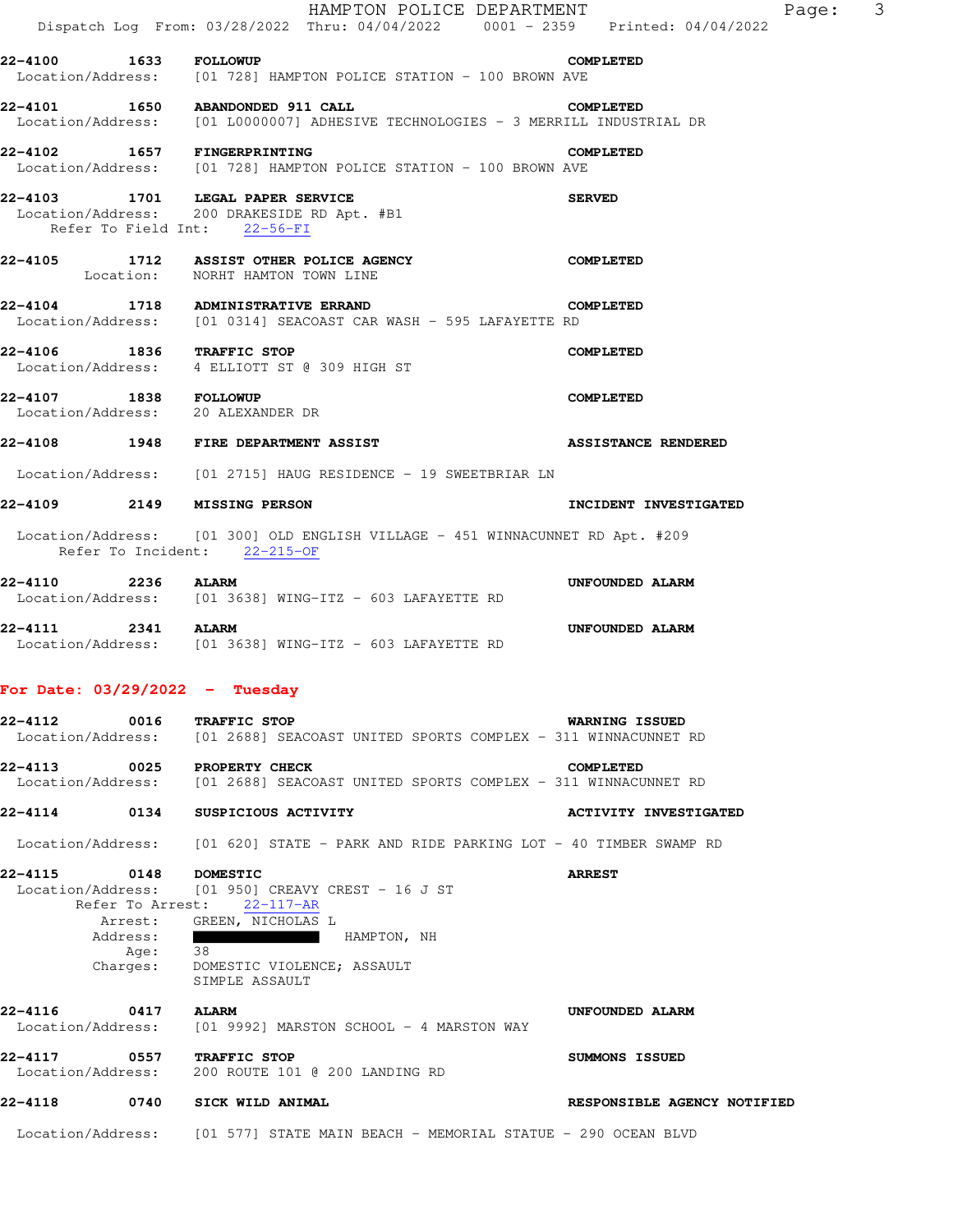22-4100 1633 **FOLLOWUP** **COMPLETED**
Location/Address: [01 728] HAMPTON POLICE STATION - 100 BROWN AVE

22-4101 1650 **ABANDONDED 911 CALL** **COMPLETED**
Location/Address: [01 L0000007] ADHESIVE TECHNOLOGIES - 3 MERRILL INDUSTRIAL DR

22-4102 1657 **FINGERPRINTING** **COMPLETED**
Location/Address: [01 728] HAMPTON POLICE STATION - 100 BROWN AVE

22-4103 1701 **LEGAL PAPER SERVICE** **SERVED**
Location/Address: 200 DRAKESIDE RD Apt. #B1
Refer To Field Int: 22-56-FI

22-4105 1712 **ASSIST OTHER POLICE AGENCY** **COMPLETED**
Location: NORHT HAMTON TOWN LINE

22-4104 1718 **ADMINISTRATIVE ERRAND** **COMPLETED**
Location/Address: [01 0314] SEACOAST CAR WASH - 595 LAFAYETTE RD

22-4106 1836 **TRAFFIC STOP** **COMPLETED**
Location/Address: 4 ELLIOTT ST @ 309 HIGH ST

22-4107 1838 **FOLLOWUP** **COMPLETED**
Location/Address: 20 ALEXANDER DR

22-4108 1948 **FIRE DEPARTMENT ASSIST** **ASSISTANCE RENDERED**
Location/Address: [01 2715] HAUG RESIDENCE - 19 SWEETBRIAR LN

22-4109 2149 **MISSING PERSON** **INCIDENT INVESTIGATED**
Location/Address: [01 300] OLD ENGLISH VILLAGE - 451 WINNACUNNET RD Apt. #209
Refer To Incident: 22-215-OF

22-4110 2236 **ALARM** **UNFOUNDED ALARM**
Location/Address: [01 3638] WING-ITZ - 603 LAFAYETTE RD

22-4111 2341 **ALARM** **UNFOUNDED ALARM**
Location/Address: [01 3638] WING-ITZ - 603 LAFAYETTE RD

## For Date: 03/29/2022 - Tuesday

22-4112 0016 **TRAFFIC STOP** **WARNING ISSUED**
Location/Address: [01 2688] SEACOAST UNITED SPORTS COMPLEX - 311 WINNACUNNET RD

22-4113 0025 **PROPERTY CHECK** **COMPLETED**
Location/Address: [01 2688] SEACOAST UNITED SPORTS COMPLEX - 311 WINNACUNNET RD

22-4114 0134 **SUSPICIOUS ACTIVITY** **ACTIVITY INVESTIGATED**
Location/Address: [01 620] STATE - PARK AND RIDE PARKING LOT - 40 TIMBER SWAMP RD

22-4115 0148 **DOMESTIC** **ARREST**
Location/Address: [01 950] CREAVY CREST - 16 J ST
Refer To Arrest: 22-117-AR
Arrest: GREEN, NICHOLAS L
Address: HAMPTON, NH
Age: 38
Charges: DOMESTIC VIOLENCE; ASSAULT
SIMPLE ASSAULT

22-4116 0417 **ALARM** **UNFOUNDED ALARM**
Location/Address: [01 9992] MARSTON SCHOOL - 4 MARSTON WAY

22-4117 0557 **TRAFFIC STOP** **SUMMONS ISSUED**
Location/Address: 200 ROUTE 101 @ 200 LANDING RD

22-4118 0740 **SICK WILD ANIMAL** **RESPONSIBLE AGENCY NOTIFIED**
Location/Address: [01 577] STATE MAIN BEACH - MEMORIAL STATUE - 290 OCEAN BLVD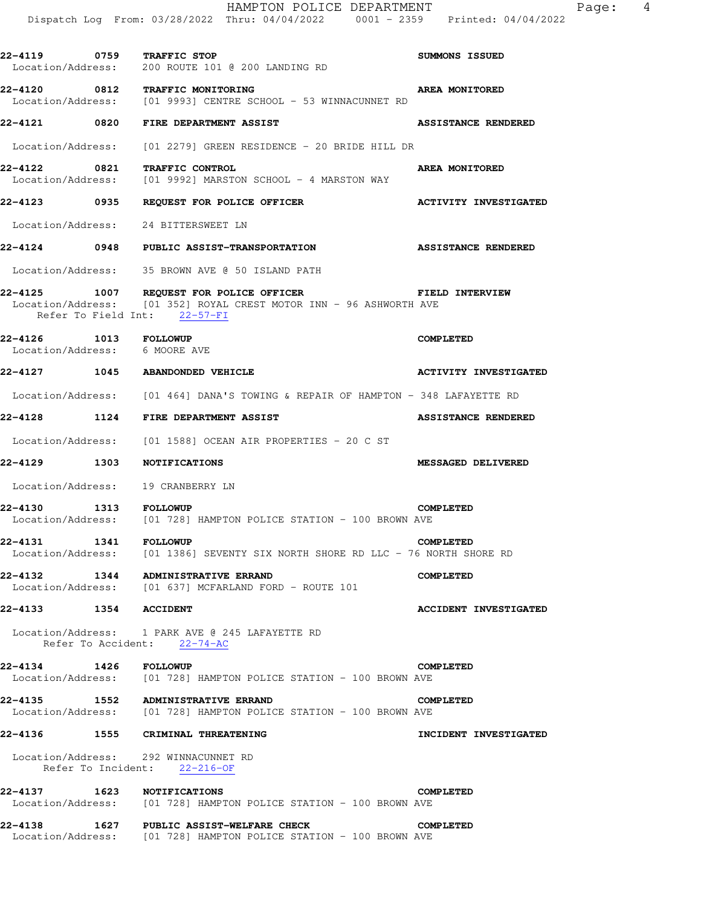22-4119 0759 **TRAFFIC STOP** **SUMMONS ISSUED**
Location/Address: 200 ROUTE 101 @ 200 LANDING RD

22-4120 0812 **TRAFFIC MONITORING** **AREA MONITORED**
Location/Address: [01 9993] CENTRE SCHOOL - 53 WINNACUNNET RD

22-4121 0820 **FIRE DEPARTMENT ASSIST** **ASSISTANCE RENDERED**
Location/Address: [01 2279] GREEN RESIDENCE - 20 BRIDE HILL DR

22-4122 0821 **TRAFFIC CONTROL** **AREA MONITORED**
Location/Address: [01 9992] MARSTON SCHOOL - 4 MARSTON WAY

22-4123 0935 **REQUEST FOR POLICE OFFICER** **ACTIVITY INVESTIGATED**
Location/Address: 24 BITTERSWEET LN

22-4124 0948 **PUBLIC ASSIST-TRANSPORTATION** **ASSISTANCE RENDERED**
Location/Address: 35 BROWN AVE @ 50 ISLAND PATH

22-4125 1007 **REQUEST FOR POLICE OFFICER** **FIELD INTERVIEW**
Location/Address: [01 352] ROYAL CREST MOTOR INN - 96 ASHWORTH AVE
Refer To Field Int: 22-57-FI

22-4126 1013 **FOLLOWUP** **COMPLETED**
Location/Address: 6 MOORE AVE

22-4127 1045 **ABANDONDED VEHICLE** **ACTIVITY INVESTIGATED**
Location/Address: [01 464] DANA'S TOWING & REPAIR OF HAMPTON - 348 LAFAYETTE RD

22-4128 1124 **FIRE DEPARTMENT ASSIST** **ASSISTANCE RENDERED**
Location/Address: [01 1588] OCEAN AIR PROPERTIES - 20 C ST

22-4129 1303 **NOTIFICATIONS** **MESSAGED DELIVERED**
Location/Address: 19 CRANBERRY LN

22-4130 1313 **FOLLOWUP** **COMPLETED**
Location/Address: [01 728] HAMPTON POLICE STATION - 100 BROWN AVE

22-4131 1341 **FOLLOWUP** **COMPLETED**
Location/Address: [01 1386] SEVENTY SIX NORTH SHORE RD LLC - 76 NORTH SHORE RD

22-4132 1344 **ADMINISTRATIVE ERRAND** **COMPLETED**
Location/Address: [01 637] MCFARLAND FORD - ROUTE 101

22-4133 1354 **ACCIDENT** **ACCIDENT INVESTIGATED**
Location/Address: 1 PARK AVE @ 245 LAFAYETTE RD
Refer To Accident: 22-74-AC

22-4134 1426 **FOLLOWUP** **COMPLETED**
Location/Address: [01 728] HAMPTON POLICE STATION - 100 BROWN AVE

22-4135 1552 **ADMINISTRATIVE ERRAND** **COMPLETED**
Location/Address: [01 728] HAMPTON POLICE STATION - 100 BROWN AVE

22-4136 1555 **CRIMINAL THREATENING** **INCIDENT INVESTIGATED**
Location/Address: 292 WINNACUNNET RD
Refer To Incident: 22-216-OF

22-4137 1623 **NOTIFICATIONS** **COMPLETED**
Location/Address: [01 728] HAMPTON POLICE STATION - 100 BROWN AVE

22-4138 1627 **PUBLIC ASSIST-WELFARE CHECK** **COMPLETED**
Location/Address: [01 728] HAMPTON POLICE STATION - 100 BROWN AVE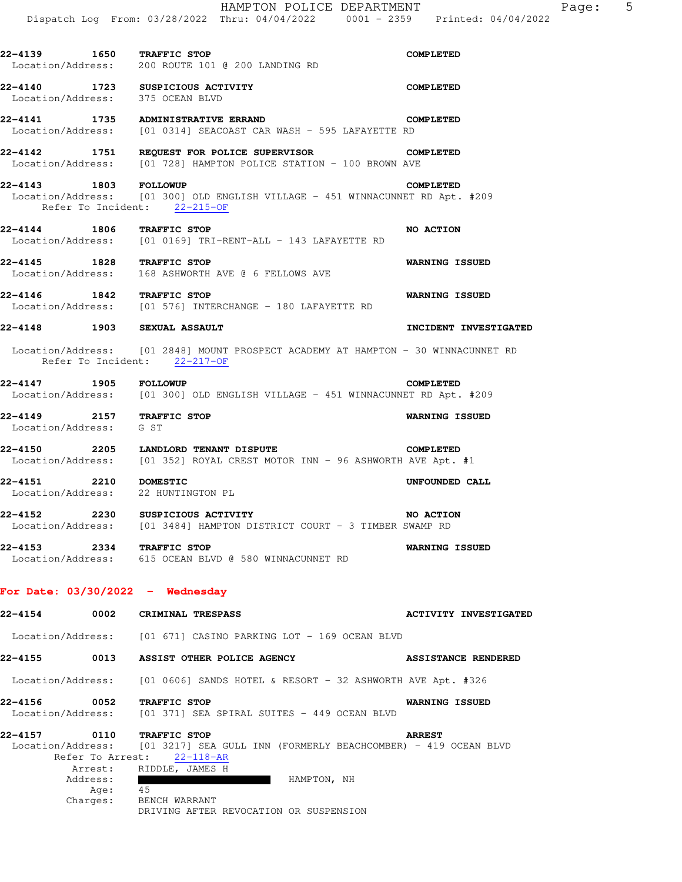**22-4139 1650 TRAFFIC STOP** **COMPLETED**
Location/Address: 200 ROUTE 101 @ 200 LANDING RD

**22-4140 1723 SUSPICIOUS ACTIVITY** **COMPLETED**
Location/Address: 375 OCEAN BLVD

**22-4141 1735 ADMINISTRATIVE ERRAND** **COMPLETED**
Location/Address: [01 0314] SEACOAST CAR WASH - 595 LAFAYETTE RD

**22-4142 1751 REQUEST FOR POLICE SUPERVISOR** **COMPLETED**
Location/Address: [01 728] HAMPTON POLICE STATION - 100 BROWN AVE

**22-4143 1803 FOLLOWUP** **COMPLETED**
Location/Address: [01 300] OLD ENGLISH VILLAGE - 451 WINNACUNNET RD Apt. #209
Refer To Incident: 22-215-OF

**22-4144 1806 TRAFFIC STOP** **NO ACTION**
Location/Address: [01 0169] TRI-RENT-ALL - 143 LAFAYETTE RD

**22-4145 1828 TRAFFIC STOP** **WARNING ISSUED**
Location/Address: 168 ASHWORTH AVE @ 6 FELLOWS AVE

**22-4146 1842 TRAFFIC STOP** **WARNING ISSUED**
Location/Address: [01 576] INTERCHANGE - 180 LAFAYETTE RD

**22-4148 1903 SEXUAL ASSAULT** **INCIDENT INVESTIGATED**
Location/Address: [01 2848] MOUNT PROSPECT ACADEMY AT HAMPTON - 30 WINNACUNNET RD
Refer To Incident: 22-217-OF

**22-4147 1905 FOLLOWUP** **COMPLETED**
Location/Address: [01 300] OLD ENGLISH VILLAGE - 451 WINNACUNNET RD Apt. #209

**22-4149 2157 TRAFFIC STOP** **WARNING ISSUED**
Location/Address: G ST

**22-4150 2205 LANDLORD TENANT DISPUTE** **COMPLETED**
Location/Address: [01 352] ROYAL CREST MOTOR INN - 96 ASHWORTH AVE Apt. #1

**22-4151 2210 DOMESTIC** **UNFOUNDED CALL**
Location/Address: 22 HUNTINGTON PL

**22-4152 2230 SUSPICIOUS ACTIVITY** **NO ACTION**
Location/Address: [01 3484] HAMPTON DISTRICT COURT - 3 TIMBER SWAMP RD

**22-4153 2334 TRAFFIC STOP** **WARNING ISSUED**
Location/Address: 615 OCEAN BLVD @ 580 WINNACUNNET RD

## For Date: 03/30/2022 - Wednesday

**22-4154 0002 CRIMINAL TRESPASS** **ACTIVITY INVESTIGATED**
Location/Address: [01 671] CASINO PARKING LOT - 169 OCEAN BLVD

**22-4155 0013 ASSIST OTHER POLICE AGENCY** **ASSISTANCE RENDERED**
Location/Address: [01 0606] SANDS HOTEL & RESORT - 32 ASHWORTH AVE Apt. #326

**22-4156 0052 TRAFFIC STOP** **WARNING ISSUED**
Location/Address: [01 371] SEA SPIRAL SUITES - 449 OCEAN BLVD

**22-4157 0110 TRAFFIC STOP** **ARREST**
Location/Address: [01 3217] SEA GULL INN (FORMERLY BEACHCOMBER) - 419 OCEAN BLVD
Refer To Arrest: 22-118-AR
Arrest: RIDDLE, JAMES H
Address: ██████████ HAMPTON, NH
Age: 45
Charges: BENCH WARRANT
DRIVING AFTER REVOCATION OR SUSPENSION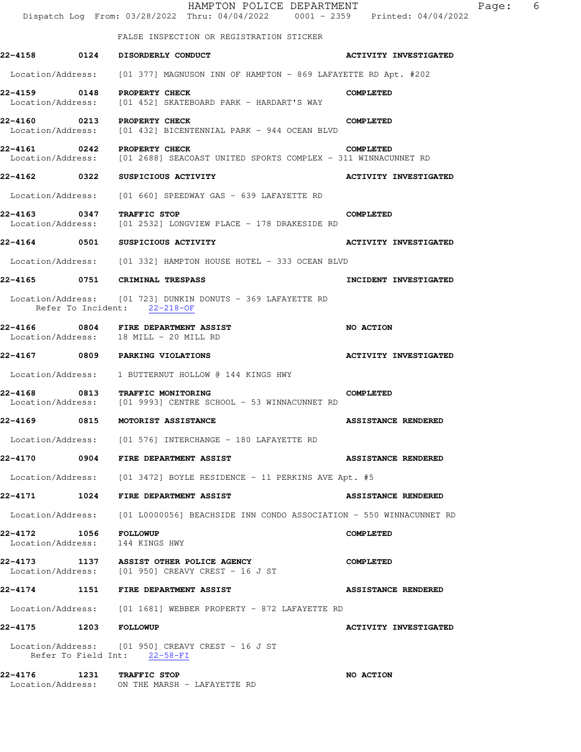FALSE INSPECTION OR REGISTRATION STICKER

**22-4158 0124 DISORDERLY CONDUCT** **ACTIVITY INVESTIGATED**

Location/Address: [01 377] MAGNUSON INN OF HAMPTON - 869 LAFAYETTE RD Apt. #202

**22-4159 0148 PROPERTY CHECK** **COMPLETED**
Location/Address: [01 452] SKATEBOARD PARK - HARDART'S WAY

**22-4160 0213 PROPERTY CHECK** **COMPLETED**
Location/Address: [01 432] BICENTENNIAL PARK - 944 OCEAN BLVD

**22-4161 0242 PROPERTY CHECK** **COMPLETED**
Location/Address: [01 2688] SEACOAST UNITED SPORTS COMPLEX - 311 WINNACUNNET RD

**22-4162 0322 SUSPICIOUS ACTIVITY** **ACTIVITY INVESTIGATED**

Location/Address: [01 660] SPEEDWAY GAS - 639 LAFAYETTE RD

**22-4163 0347 TRAFFIC STOP** **COMPLETED**
Location/Address: [01 2532] LONGVIEW PLACE - 178 DRAKESIDE RD

**22-4164 0501 SUSPICIOUS ACTIVITY** **ACTIVITY INVESTIGATED**

Location/Address: [01 332] HAMPTON HOUSE HOTEL - 333 OCEAN BLVD

**22-4165 0751 CRIMINAL TRESPASS** **INCIDENT INVESTIGATED**

Location/Address: [01 723] DUNKIN DONUTS - 369 LAFAYETTE RD
Refer To Incident: 22-218-OF

**22-4166 0804 FIRE DEPARTMENT ASSIST** **NO ACTION**
Location/Address: 18 MILL - 20 MILL RD

**22-4167 0809 PARKING VIOLATIONS** **ACTIVITY INVESTIGATED**

Location/Address: 1 BUTTERNUT HOLLOW @ 144 KINGS HWY

**22-4168 0813 TRAFFIC MONITORING** **COMPLETED**
Location/Address: [01 9993] CENTRE SCHOOL - 53 WINNACUNNET RD

**22-4169 0815 MOTORIST ASSISTANCE** **ASSISTANCE RENDERED**

Location/Address: [01 576] INTERCHANGE - 180 LAFAYETTE RD

**22-4170 0904 FIRE DEPARTMENT ASSIST** **ASSISTANCE RENDERED**

Location/Address: [01 3472] BOYLE RESIDENCE - 11 PERKINS AVE Apt. #5

**22-4171 1024 FIRE DEPARTMENT ASSIST** **ASSISTANCE RENDERED**

Location/Address: [01 L0000056] BEACHSIDE INN CONDO ASSOCIATION - 550 WINNACUNNET RD

**22-4172 1056 FOLLOWUP** **COMPLETED**
Location/Address: 144 KINGS HWY

**22-4173 1137 ASSIST OTHER POLICE AGENCY** **COMPLETED**
Location/Address: [01 950] CREAVY CREST - 16 J ST

**22-4174 1151 FIRE DEPARTMENT ASSIST** **ASSISTANCE RENDERED**

Location/Address: [01 1681] WEBBER PROPERTY - 872 LAFAYETTE RD

**22-4175 1203 FOLLOWUP** **ACTIVITY INVESTIGATED**

Location/Address: [01 950] CREAVY CREST - 16 J ST
Refer To Field Int: 22-58-FI

**22-4176 1231 TRAFFIC STOP** **NO ACTION**
Location/Address: ON THE MARSH - LAFAYETTE RD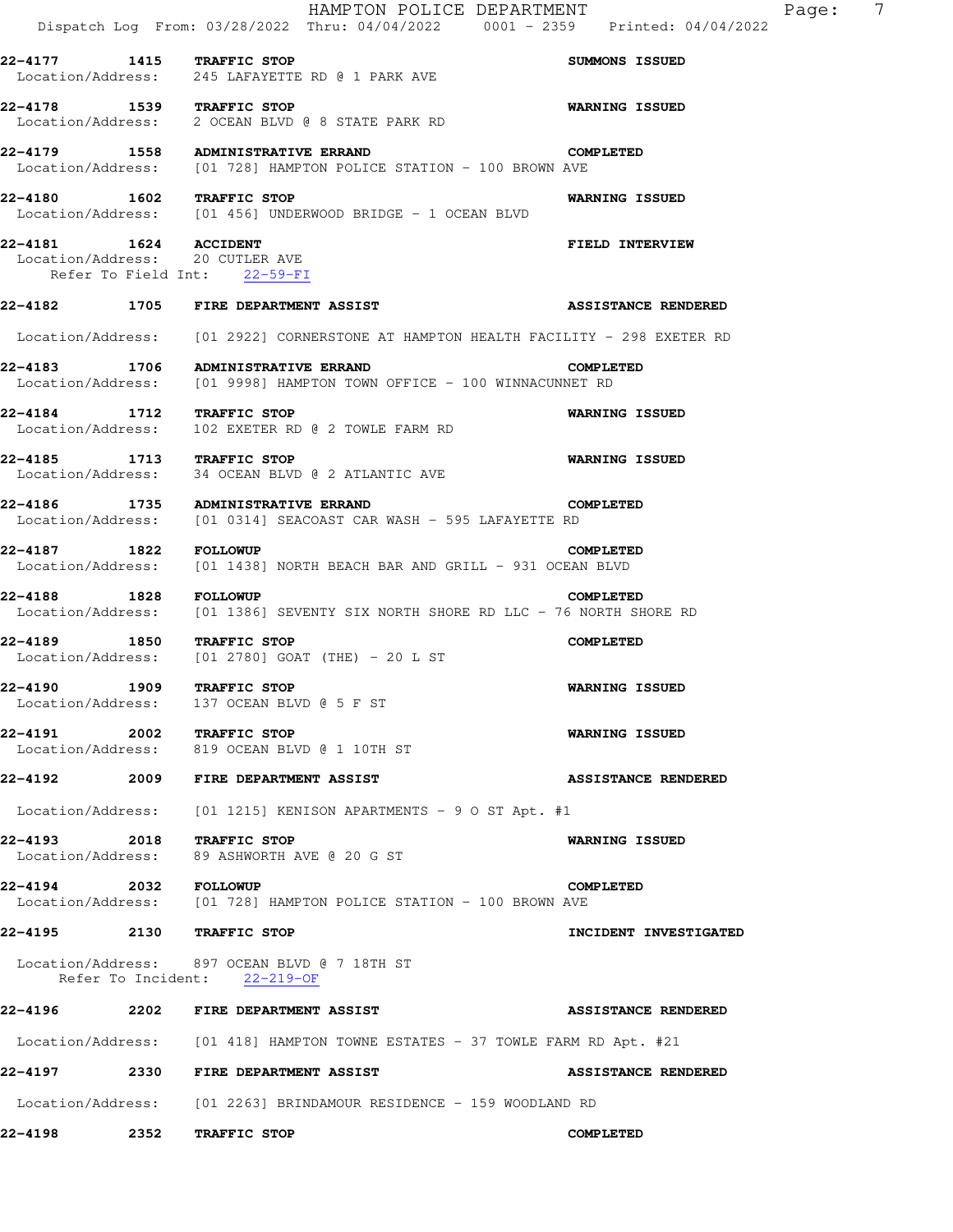**22-4177 1415 TRAFFIC STOP** — **SUMMONS ISSUED**
Location/Address: 245 LAFAYETTE RD @ 1 PARK AVE

**22-4178 1539 TRAFFIC STOP** — **WARNING ISSUED**
Location/Address: 2 OCEAN BLVD @ 8 STATE PARK RD

**22-4179 1558 ADMINISTRATIVE ERRAND** — **COMPLETED**
Location/Address: [01 728] HAMPTON POLICE STATION - 100 BROWN AVE

**22-4180 1602 TRAFFIC STOP** — **WARNING ISSUED**
Location/Address: [01 456] UNDERWOOD BRIDGE - 1 OCEAN BLVD

**22-4181 1624 ACCIDENT** — **FIELD INTERVIEW**
Location/Address: 20 CUTLER AVE
Refer To Field Int: 22-59-FI

**22-4182 1705 FIRE DEPARTMENT ASSIST** — **ASSISTANCE RENDERED**
Location/Address: [01 2922] CORNERSTONE AT HAMPTON HEALTH FACILITY - 298 EXETER RD

**22-4183 1706 ADMINISTRATIVE ERRAND** — **COMPLETED**
Location/Address: [01 9998] HAMPTON TOWN OFFICE - 100 WINNACUNNET RD

**22-4184 1712 TRAFFIC STOP** — **WARNING ISSUED**
Location/Address: 102 EXETER RD @ 2 TOWLE FARM RD

**22-4185 1713 TRAFFIC STOP** — **WARNING ISSUED**
Location/Address: 34 OCEAN BLVD @ 2 ATLANTIC AVE

**22-4186 1735 ADMINISTRATIVE ERRAND** — **COMPLETED**
Location/Address: [01 0314] SEACOAST CAR WASH - 595 LAFAYETTE RD

**22-4187 1822 FOLLOWUP** — **COMPLETED**
Location/Address: [01 1438] NORTH BEACH BAR AND GRILL - 931 OCEAN BLVD

**22-4188 1828 FOLLOWUP** — **COMPLETED**
Location/Address: [01 1386] SEVENTY SIX NORTH SHORE RD LLC - 76 NORTH SHORE RD

**22-4189 1850 TRAFFIC STOP** — **COMPLETED**
Location/Address: [01 2780] GOAT (THE) - 20 L ST

**22-4190 1909 TRAFFIC STOP** — **WARNING ISSUED**
Location/Address: 137 OCEAN BLVD @ 5 F ST

**22-4191 2002 TRAFFIC STOP** — **WARNING ISSUED**
Location/Address: 819 OCEAN BLVD @ 1 10TH ST

**22-4192 2009 FIRE DEPARTMENT ASSIST** — **ASSISTANCE RENDERED**
Location/Address: [01 1215] KENISON APARTMENTS - 9 O ST Apt. #1

**22-4193 2018 TRAFFIC STOP** — **WARNING ISSUED**
Location/Address: 89 ASHWORTH AVE @ 20 G ST

**22-4194 2032 FOLLOWUP** — **COMPLETED**
Location/Address: [01 728] HAMPTON POLICE STATION - 100 BROWN AVE

**22-4195 2130 TRAFFIC STOP** — **INCIDENT INVESTIGATED**
Location/Address: 897 OCEAN BLVD @ 7 18TH ST
Refer To Incident: 22-219-OF

**22-4196 2202 FIRE DEPARTMENT ASSIST** — **ASSISTANCE RENDERED**
Location/Address: [01 418] HAMPTON TOWNE ESTATES - 37 TOWLE FARM RD Apt. #21

**22-4197 2330 FIRE DEPARTMENT ASSIST** — **ASSISTANCE RENDERED**
Location/Address: [01 2263] BRINDAMOUR RESIDENCE - 159 WOODLAND RD

**22-4198 2352 TRAFFIC STOP** — **COMPLETED**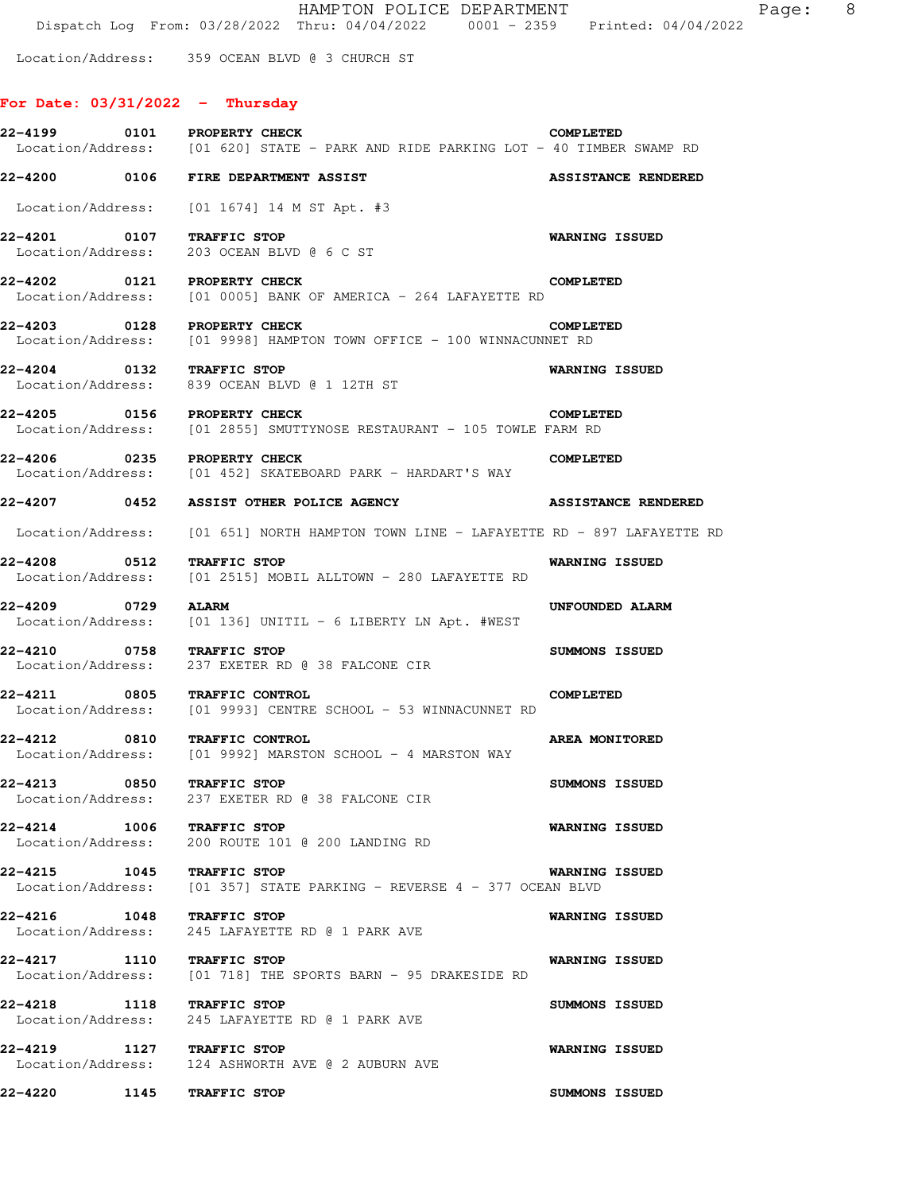Location/Address: 359 OCEAN BLVD @ 3 CHURCH ST

## For Date: 03/31/2022 - Thursday

**22-4199 0101 PROPERTY CHECK** **COMPLETED**
Location/Address: [01 620] STATE - PARK AND RIDE PARKING LOT - 40 TIMBER SWAMP RD

**22-4200 0106 FIRE DEPARTMENT ASSIST** **ASSISTANCE RENDERED**
Location/Address: [01 1674] 14 M ST Apt. #3

**22-4201 0107 TRAFFIC STOP** **WARNING ISSUED**
Location/Address: 203 OCEAN BLVD @ 6 C ST

**22-4202 0121 PROPERTY CHECK** **COMPLETED**
Location/Address: [01 0005] BANK OF AMERICA - 264 LAFAYETTE RD

**22-4203 0128 PROPERTY CHECK** **COMPLETED**
Location/Address: [01 9998] HAMPTON TOWN OFFICE - 100 WINNACUNNET RD

**22-4204 0132 TRAFFIC STOP** **WARNING ISSUED**
Location/Address: 839 OCEAN BLVD @ 1 12TH ST

**22-4205 0156 PROPERTY CHECK** **COMPLETED**
Location/Address: [01 2855] SMUTTYNOSE RESTAURANT - 105 TOWLE FARM RD

**22-4206 0235 PROPERTY CHECK** **COMPLETED**
Location/Address: [01 452] SKATEBOARD PARK - HARDART'S WAY

**22-4207 0452 ASSIST OTHER POLICE AGENCY** **ASSISTANCE RENDERED**
Location/Address: [01 651] NORTH HAMPTON TOWN LINE - LAFAYETTE RD - 897 LAFAYETTE RD

**22-4208 0512 TRAFFIC STOP** **WARNING ISSUED**
Location/Address: [01 2515] MOBIL ALLTOWN - 280 LAFAYETTE RD

**22-4209 0729 ALARM** **UNFOUNDED ALARM**
Location/Address: [01 136] UNITIL - 6 LIBERTY LN Apt. #WEST

**22-4210 0758 TRAFFIC STOP** **SUMMONS ISSUED**
Location/Address: 237 EXETER RD @ 38 FALCONE CIR

**22-4211 0805 TRAFFIC CONTROL** **COMPLETED**
Location/Address: [01 9993] CENTRE SCHOOL - 53 WINNACUNNET RD

**22-4212 0810 TRAFFIC CONTROL** **AREA MONITORED**
Location/Address: [01 9992] MARSTON SCHOOL - 4 MARSTON WAY

**22-4213 0850 TRAFFIC STOP** **SUMMONS ISSUED**
Location/Address: 237 EXETER RD @ 38 FALCONE CIR

**22-4214 1006 TRAFFIC STOP** **WARNING ISSUED**
Location/Address: 200 ROUTE 101 @ 200 LANDING RD

**22-4215 1045 TRAFFIC STOP** **WARNING ISSUED**
Location/Address: [01 357] STATE PARKING - REVERSE 4 - 377 OCEAN BLVD

**22-4216 1048 TRAFFIC STOP** **WARNING ISSUED**
Location/Address: 245 LAFAYETTE RD @ 1 PARK AVE

**22-4217 1110 TRAFFIC STOP** **WARNING ISSUED**
Location/Address: [01 718] THE SPORTS BARN - 95 DRAKESIDE RD

**22-4218 1118 TRAFFIC STOP** **SUMMONS ISSUED**
Location/Address: 245 LAFAYETTE RD @ 1 PARK AVE

**22-4219 1127 TRAFFIC STOP** **WARNING ISSUED**
Location/Address: 124 ASHWORTH AVE @ 2 AUBURN AVE

**22-4220 1145 TRAFFIC STOP** **SUMMONS ISSUED**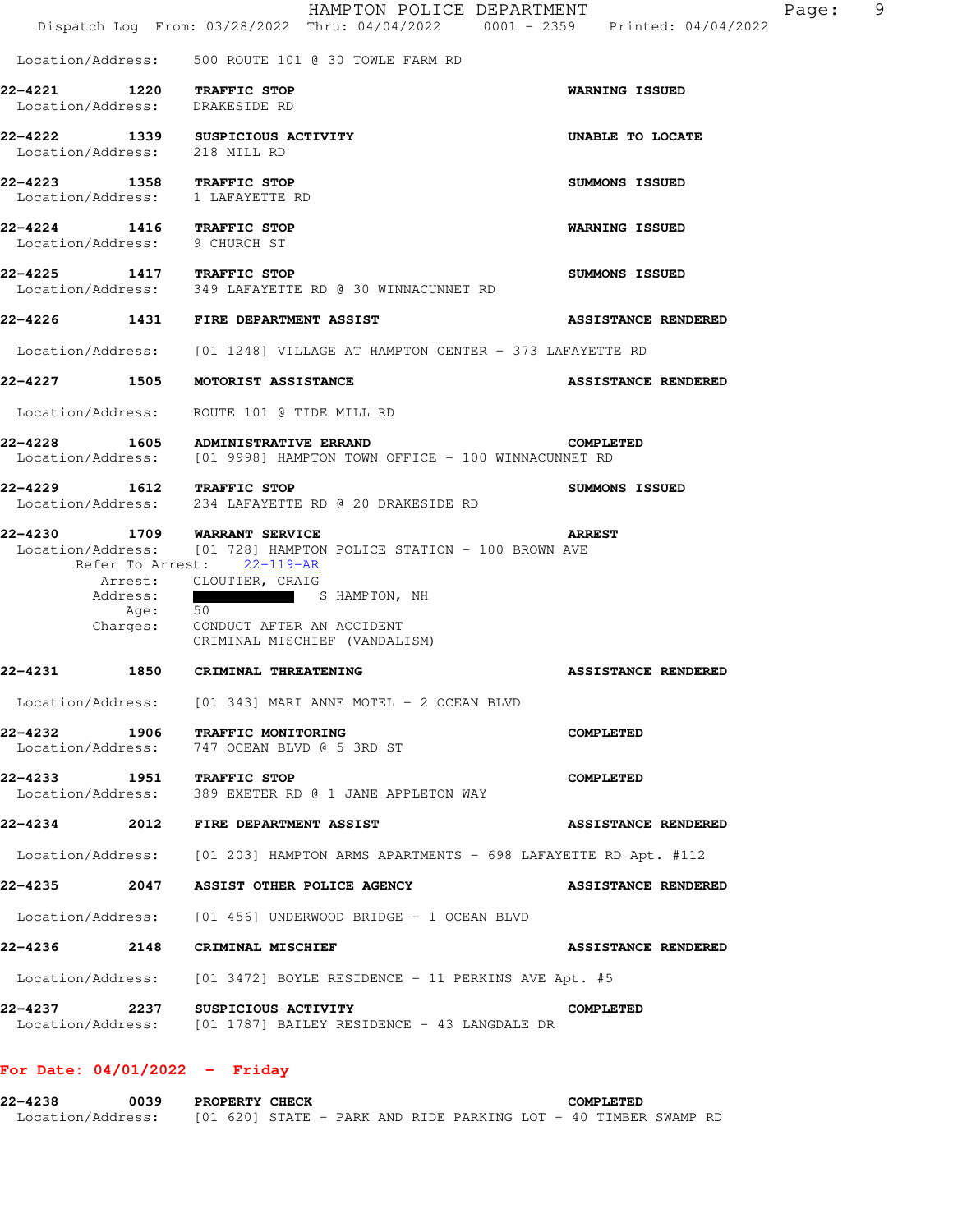Location/Address: 500 ROUTE 101 @ 30 TOWLE FARM RD

**22-4221 1220 TRAFFIC STOP** **WARNING ISSUED**
Location/Address: DRAKESIDE RD

**22-4222 1339 SUSPICIOUS ACTIVITY** **UNABLE TO LOCATE**
Location/Address: 218 MILL RD

**22-4223 1358 TRAFFIC STOP** **SUMMONS ISSUED**
Location/Address: 1 LAFAYETTE RD

**22-4224 1416 TRAFFIC STOP** **WARNING ISSUED**
Location/Address: 9 CHURCH ST

**22-4225 1417 TRAFFIC STOP** **SUMMONS ISSUED**
Location/Address: 349 LAFAYETTE RD @ 30 WINNACUNNET RD

**22-4226 1431 FIRE DEPARTMENT ASSIST** **ASSISTANCE RENDERED**
Location/Address: [01 1248] VILLAGE AT HAMPTON CENTER - 373 LAFAYETTE RD

**22-4227 1505 MOTORIST ASSISTANCE** **ASSISTANCE RENDERED**
Location/Address: ROUTE 101 @ TIDE MILL RD

**22-4228 1605 ADMINISTRATIVE ERRAND** **COMPLETED**
Location/Address: [01 9998] HAMPTON TOWN OFFICE - 100 WINNACUNNET RD

**22-4229 1612 TRAFFIC STOP** **SUMMONS ISSUED**
Location/Address: 234 LAFAYETTE RD @ 20 DRAKESIDE RD

**22-4230 1709 WARRANT SERVICE** **ARREST**
Location/Address: [01 728] HAMPTON POLICE STATION - 100 BROWN AVE
Refer To Arrest: 22-119-AR
Arrest: CLOUTIER, CRAIG
Address: ████████ S HAMPTON, NH
Age: 50
Charges: CONDUCT AFTER AN ACCIDENT
CRIMINAL MISCHIEF (VANDALISM)

**22-4231 1850 CRIMINAL THREATENING** **ASSISTANCE RENDERED**
Location/Address: [01 343] MARI ANNE MOTEL - 2 OCEAN BLVD

**22-4232 1906 TRAFFIC MONITORING** **COMPLETED**
Location/Address: 747 OCEAN BLVD @ 5 3RD ST

**22-4233 1951 TRAFFIC STOP** **COMPLETED**
Location/Address: 389 EXETER RD @ 1 JANE APPLETON WAY

**22-4234 2012 FIRE DEPARTMENT ASSIST** **ASSISTANCE RENDERED**
Location/Address: [01 203] HAMPTON ARMS APARTMENTS - 698 LAFAYETTE RD Apt. #112

**22-4235 2047 ASSIST OTHER POLICE AGENCY** **ASSISTANCE RENDERED**
Location/Address: [01 456] UNDERWOOD BRIDGE - 1 OCEAN BLVD

**22-4236 2148 CRIMINAL MISCHIEF** **ASSISTANCE RENDERED**
Location/Address: [01 3472] BOYLE RESIDENCE - 11 PERKINS AVE Apt. #5

**22-4237 2237 SUSPICIOUS ACTIVITY** **COMPLETED**
Location/Address: [01 1787] BAILEY RESIDENCE - 43 LANGDALE DR

## For Date: 04/01/2022 - Friday

**22-4238 0039 PROPERTY CHECK** **COMPLETED**
Location/Address: [01 620] STATE - PARK AND RIDE PARKING LOT - 40 TIMBER SWAMP RD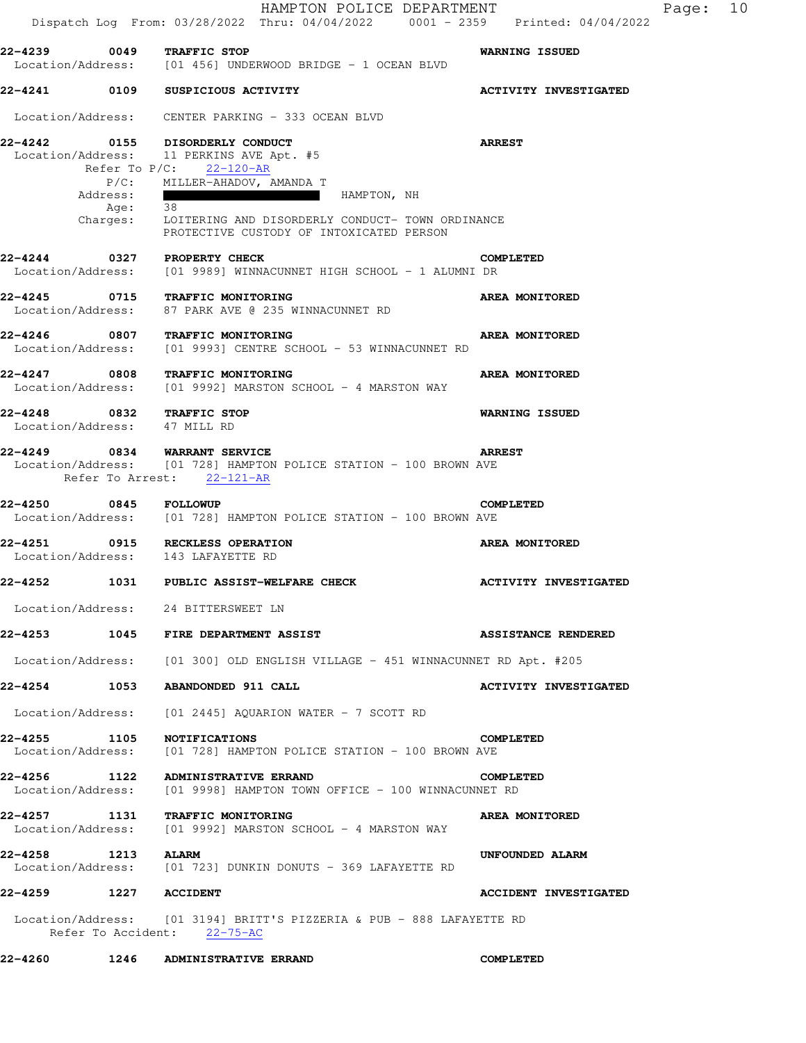**22-4239 0049 TRAFFIC STOP** **WARNING ISSUED**
Location/Address: [01 456] UNDERWOOD BRIDGE - 1 OCEAN BLVD

**22-4241 0109 SUSPICIOUS ACTIVITY** **ACTIVITY INVESTIGATED**

Location/Address: CENTER PARKING - 333 OCEAN BLVD

**22-4242 0155 DISORDERLY CONDUCT** **ARREST**
Location/Address: 11 PERKINS AVE Apt. #5
Refer To P/C: 22-120-AR
P/C: MILLER-AHADOV, AMANDA T
Address: HAMPTON, NH
Age: 38
Charges: LOITERING AND DISORDERLY CONDUCT- TOWN ORDINANCE
PROTECTIVE CUSTODY OF INTOXICATED PERSON

**22-4244 0327 PROPERTY CHECK** **COMPLETED**
Location/Address: [01 9989] WINNACUNNET HIGH SCHOOL - 1 ALUMNI DR

**22-4245 0715 TRAFFIC MONITORING** **AREA MONITORED**
Location/Address: 87 PARK AVE @ 235 WINNACUNNET RD

**22-4246 0807 TRAFFIC MONITORING** **AREA MONITORED**
Location/Address: [01 9993] CENTRE SCHOOL - 53 WINNACUNNET RD

**22-4247 0808 TRAFFIC MONITORING** **AREA MONITORED**
Location/Address: [01 9992] MARSTON SCHOOL - 4 MARSTON WAY

**22-4248 0832 TRAFFIC STOP** **WARNING ISSUED**
Location/Address: 47 MILL RD

**22-4249 0834 WARRANT SERVICE** **ARREST**
Location/Address: [01 728] HAMPTON POLICE STATION - 100 BROWN AVE
Refer To Arrest: 22-121-AR

**22-4250 0845 FOLLOWUP** **COMPLETED**
Location/Address: [01 728] HAMPTON POLICE STATION - 100 BROWN AVE

**22-4251 0915 RECKLESS OPERATION** **AREA MONITORED**
Location/Address: 143 LAFAYETTE RD

**22-4252 1031 PUBLIC ASSIST-WELFARE CHECK** **ACTIVITY INVESTIGATED**

Location/Address: 24 BITTERSWEET LN

**22-4253 1045 FIRE DEPARTMENT ASSIST** **ASSISTANCE RENDERED**

Location/Address: [01 300] OLD ENGLISH VILLAGE - 451 WINNACUNNET RD Apt. #205

**22-4254 1053 ABANDONDED 911 CALL** **ACTIVITY INVESTIGATED**

Location/Address: [01 2445] AQUARION WATER - 7 SCOTT RD

**22-4255 1105 NOTIFICATIONS** **COMPLETED**
Location/Address: [01 728] HAMPTON POLICE STATION - 100 BROWN AVE

**22-4256 1122 ADMINISTRATIVE ERRAND** **COMPLETED**
Location/Address: [01 9998] HAMPTON TOWN OFFICE - 100 WINNACUNNET RD

**22-4257 1131 TRAFFIC MONITORING** **AREA MONITORED**
Location/Address: [01 9992] MARSTON SCHOOL - 4 MARSTON WAY

**22-4258 1213 ALARM** **UNFOUNDED ALARM**
Location/Address: [01 723] DUNKIN DONUTS - 369 LAFAYETTE RD

**22-4259 1227 ACCIDENT** **ACCIDENT INVESTIGATED**

Location/Address: [01 3194] BRITT'S PIZZERIA & PUB - 888 LAFAYETTE RD
Refer To Accident: 22-75-AC

**22-4260 1246 ADMINISTRATIVE ERRAND** **COMPLETED**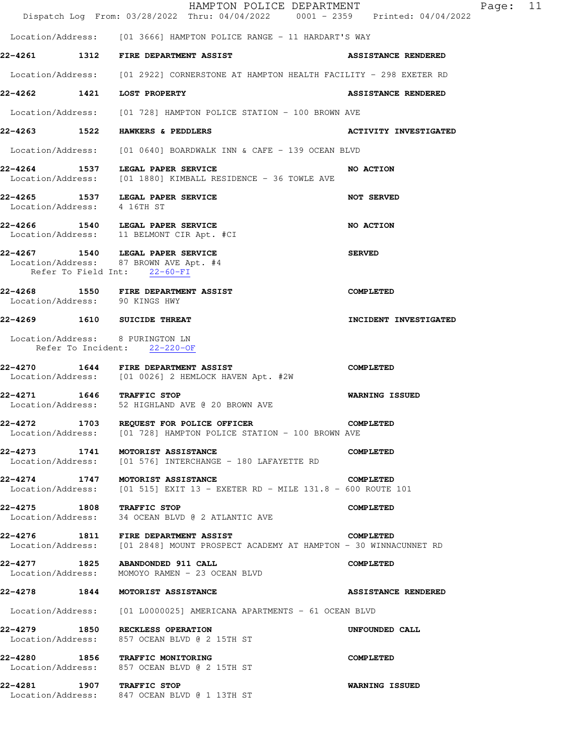Location/Address: [01 3666] HAMPTON POLICE RANGE - 11 HARDART'S WAY

**22-4261 1312 FIRE DEPARTMENT ASSIST** **ASSISTANCE RENDERED**

Location/Address: [01 2922] CORNERSTONE AT HAMPTON HEALTH FACILITY - 298 EXETER RD

**22-4262 1421 LOST PROPERTY** **ASSISTANCE RENDERED**

Location/Address: [01 728] HAMPTON POLICE STATION - 100 BROWN AVE

**22-4263 1522 HAWKERS & PEDDLERS** **ACTIVITY INVESTIGATED**

Location/Address: [01 0640] BOARDWALK INN & CAFE - 139 OCEAN BLVD

**22-4264 1537 LEGAL PAPER SERVICE** **NO ACTION**
Location/Address: [01 1880] KIMBALL RESIDENCE - 36 TOWLE AVE

**22-4265 1537 LEGAL PAPER SERVICE** **NOT SERVED**
Location/Address: 4 16TH ST

**22-4266 1540 LEGAL PAPER SERVICE** **NO ACTION**
Location/Address: 11 BELMONT CIR Apt. #CI

**22-4267 1540 LEGAL PAPER SERVICE** **SERVED**
Location/Address: 87 BROWN AVE Apt. #4
Refer To Field Int: 22-60-FI

**22-4268 1550 FIRE DEPARTMENT ASSIST** **COMPLETED**
Location/Address: 90 KINGS HWY

**22-4269 1610 SUICIDE THREAT** **INCIDENT INVESTIGATED**

Location/Address: 8 PURINGTON LN
Refer To Incident: 22-220-OF

**22-4270 1644 FIRE DEPARTMENT ASSIST** **COMPLETED**
Location/Address: [01 0026] 2 HEMLOCK HAVEN Apt. #2W

**22-4271 1646 TRAFFIC STOP** **WARNING ISSUED**
Location/Address: 52 HIGHLAND AVE @ 20 BROWN AVE

**22-4272 1703 REQUEST FOR POLICE OFFICER** **COMPLETED**
Location/Address: [01 728] HAMPTON POLICE STATION - 100 BROWN AVE

**22-4273 1741 MOTORIST ASSISTANCE** **COMPLETED**
Location/Address: [01 576] INTERCHANGE - 180 LAFAYETTE RD

**22-4274 1747 MOTORIST ASSISTANCE** **COMPLETED**
Location/Address: [01 515] EXIT 13 - EXETER RD - MILE 131.8 - 600 ROUTE 101

**22-4275 1808 TRAFFIC STOP** **COMPLETED**
Location/Address: 34 OCEAN BLVD @ 2 ATLANTIC AVE

**22-4276 1811 FIRE DEPARTMENT ASSIST** **COMPLETED**
Location/Address: [01 2848] MOUNT PROSPECT ACADEMY AT HAMPTON - 30 WINNACUNNET RD

**22-4277 1825 ABANDONDED 911 CALL** **COMPLETED**
Location/Address: MOMOYO RAMEN - 23 OCEAN BLVD

**22-4278 1844 MOTORIST ASSISTANCE** **ASSISTANCE RENDERED**

Location/Address: [01 L0000025] AMERICANA APARTMENTS - 61 OCEAN BLVD

**22-4279 1850 RECKLESS OPERATION** **UNFOUNDED CALL**
Location/Address: 857 OCEAN BLVD @ 2 15TH ST

**22-4280 1856 TRAFFIC MONITORING** **COMPLETED**
Location/Address: 857 OCEAN BLVD @ 2 15TH ST

**22-4281 1907 TRAFFIC STOP** **WARNING ISSUED**
Location/Address: 847 OCEAN BLVD @ 1 13TH ST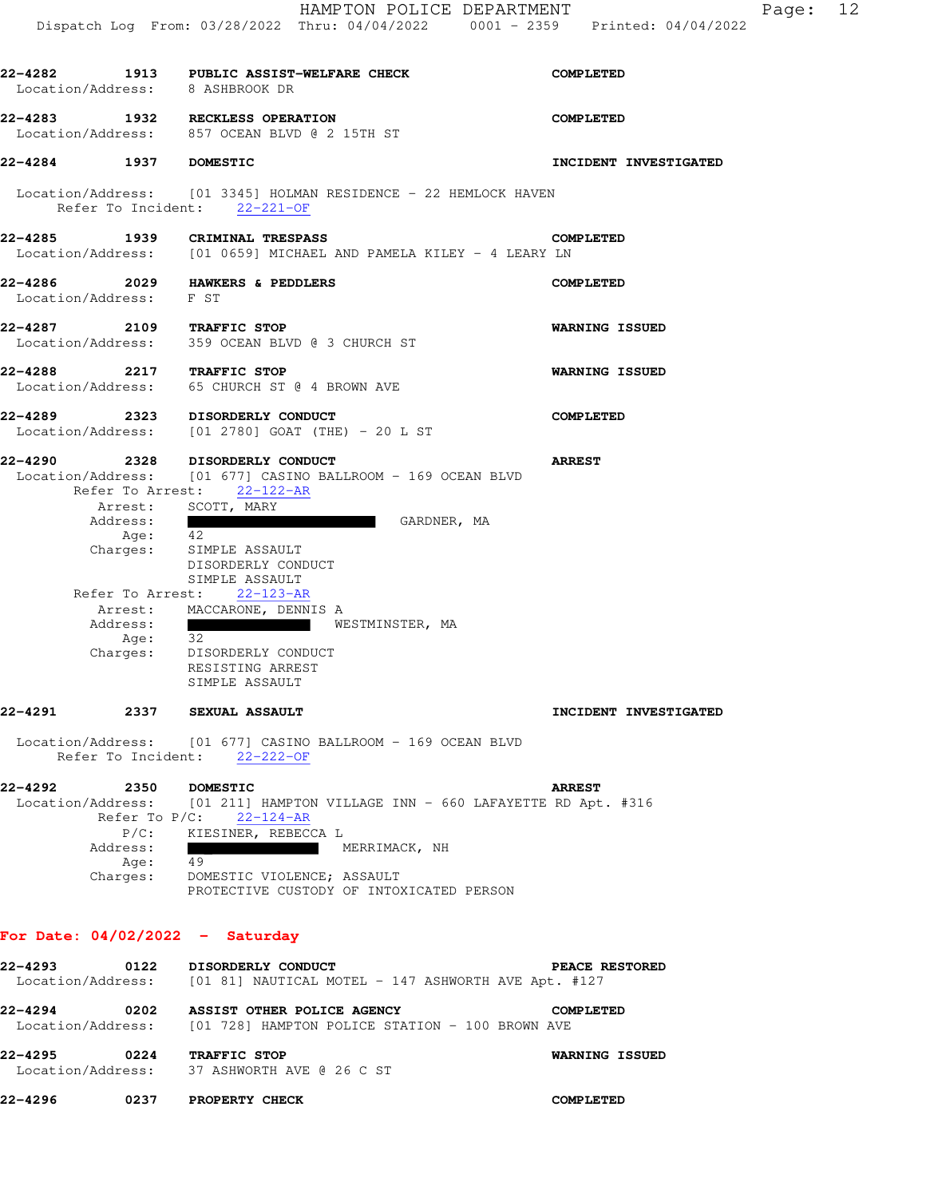22-4282 1913 **PUBLIC ASSIST-WELFARE CHECK** **COMPLETED**
Location/Address: 8 ASHBROOK DR

22-4283 1932 **RECKLESS OPERATION** **COMPLETED**
Location/Address: 857 OCEAN BLVD @ 2 15TH ST

22-4284 1937 **DOMESTIC** **INCIDENT INVESTIGATED**

Location/Address: [01 3345] HOLMAN RESIDENCE - 22 HEMLOCK HAVEN
Refer To Incident: 22-221-OF

22-4285 1939 **CRIMINAL TRESPASS** **COMPLETED**
Location/Address: [01 0659] MICHAEL AND PAMELA KILEY - 4 LEARY LN

22-4286 2029 **HAWKERS & PEDDLERS** **COMPLETED**
Location/Address: F ST

22-4287 2109 **TRAFFIC STOP** **WARNING ISSUED**
Location/Address: 359 OCEAN BLVD @ 3 CHURCH ST

22-4288 2217 **TRAFFIC STOP** **WARNING ISSUED**
Location/Address: 65 CHURCH ST @ 4 BROWN AVE

22-4289 2323 **DISORDERLY CONDUCT** **COMPLETED**
Location/Address: [01 2780] GOAT (THE) - 20 L ST

22-4290 2328 **DISORDERLY CONDUCT** **ARREST**
Location/Address: [01 677] CASINO BALLROOM - 169 OCEAN BLVD
Refer To Arrest: 22-122-AR
Arrest: SCOTT, MARY
Address: GARDNER, MA
Age: 42
Charges: SIMPLE ASSAULT
DISORDERLY CONDUCT
SIMPLE ASSAULT
Refer To Arrest: 22-123-AR
Arrest: MACCARONE, DENNIS A
Address: WESTMINSTER, MA
Age: 32
Charges: DISORDERLY CONDUCT
RESISTING ARREST
SIMPLE ASSAULT

22-4291 2337 **SEXUAL ASSAULT** **INCIDENT INVESTIGATED**

Location/Address: [01 677] CASINO BALLROOM - 169 OCEAN BLVD
Refer To Incident: 22-222-OF

22-4292 2350 **DOMESTIC** **ARREST**
Location/Address: [01 211] HAMPTON VILLAGE INN - 660 LAFAYETTE RD Apt. #316
Refer To P/C: 22-124-AR
P/C: KIESINER, REBECCA L
Address: MERRIMACK, NH
Age: 49
Charges: DOMESTIC VIOLENCE; ASSAULT
PROTECTIVE CUSTODY OF INTOXICATED PERSON

**For Date: 04/02/2022 - Saturday**

22-4293 0122 **DISORDERLY CONDUCT** **PEACE RESTORED**
Location/Address: [01 81] NAUTICAL MOTEL - 147 ASHWORTH AVE Apt. #127

22-4294 0202 **ASSIST OTHER POLICE AGENCY** **COMPLETED**
Location/Address: [01 728] HAMPTON POLICE STATION - 100 BROWN AVE

22-4295 0224 **TRAFFIC STOP** **WARNING ISSUED**
Location/Address: 37 ASHWORTH AVE @ 26 C ST

22-4296 0237 **PROPERTY CHECK** **COMPLETED**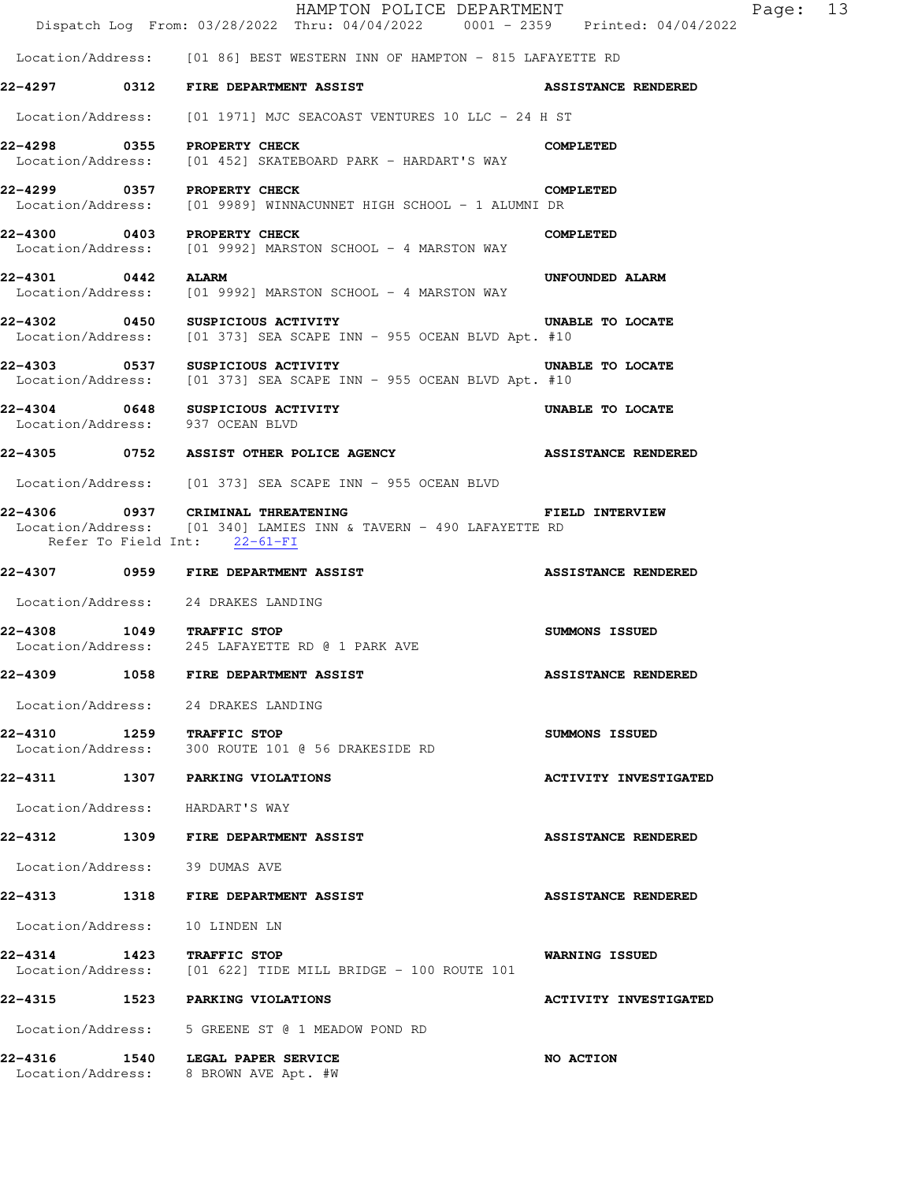Location/Address: [01 86] BEST WESTERN INN OF HAMPTON - 815 LAFAYETTE RD

**22-4297 0312 FIRE DEPARTMENT ASSIST — ASSISTANCE RENDERED**
Location/Address: [01 1971] MJC SEACOAST VENTURES 10 LLC - 24 H ST

**22-4298 0355 PROPERTY CHECK — COMPLETED**
Location/Address: [01 452] SKATEBOARD PARK - HARDART'S WAY

**22-4299 0357 PROPERTY CHECK — COMPLETED**
Location/Address: [01 9989] WINNACUNNET HIGH SCHOOL - 1 ALUMNI DR

**22-4300 0403 PROPERTY CHECK — COMPLETED**
Location/Address: [01 9992] MARSTON SCHOOL - 4 MARSTON WAY

**22-4301 0442 ALARM — UNFOUNDED ALARM**
Location/Address: [01 9992] MARSTON SCHOOL - 4 MARSTON WAY

**22-4302 0450 SUSPICIOUS ACTIVITY — UNABLE TO LOCATE**
Location/Address: [01 373] SEA SCAPE INN - 955 OCEAN BLVD Apt. #10

**22-4303 0537 SUSPICIOUS ACTIVITY — UNABLE TO LOCATE**
Location/Address: [01 373] SEA SCAPE INN - 955 OCEAN BLVD Apt. #10

**22-4304 0648 SUSPICIOUS ACTIVITY — UNABLE TO LOCATE**
Location/Address: 937 OCEAN BLVD

**22-4305 0752 ASSIST OTHER POLICE AGENCY — ASSISTANCE RENDERED**
Location/Address: [01 373] SEA SCAPE INN - 955 OCEAN BLVD

**22-4306 0937 CRIMINAL THREATENING — FIELD INTERVIEW**
Location/Address: [01 340] LAMIES INN & TAVERN - 490 LAFAYETTE RD
Refer To Field Int: 22-61-FI

**22-4307 0959 FIRE DEPARTMENT ASSIST — ASSISTANCE RENDERED**
Location/Address: 24 DRAKES LANDING

**22-4308 1049 TRAFFIC STOP — SUMMONS ISSUED**
Location/Address: 245 LAFAYETTE RD @ 1 PARK AVE

**22-4309 1058 FIRE DEPARTMENT ASSIST — ASSISTANCE RENDERED**
Location/Address: 24 DRAKES LANDING

**22-4310 1259 TRAFFIC STOP — SUMMONS ISSUED**
Location/Address: 300 ROUTE 101 @ 56 DRAKESIDE RD

**22-4311 1307 PARKING VIOLATIONS — ACTIVITY INVESTIGATED**
Location/Address: HARDART'S WAY

**22-4312 1309 FIRE DEPARTMENT ASSIST — ASSISTANCE RENDERED**
Location/Address: 39 DUMAS AVE

**22-4313 1318 FIRE DEPARTMENT ASSIST — ASSISTANCE RENDERED**
Location/Address: 10 LINDEN LN

**22-4314 1423 TRAFFIC STOP — WARNING ISSUED**
Location/Address: [01 622] TIDE MILL BRIDGE - 100 ROUTE 101

**22-4315 1523 PARKING VIOLATIONS — ACTIVITY INVESTIGATED**
Location/Address: 5 GREENE ST @ 1 MEADOW POND RD

**22-4316 1540 LEGAL PAPER SERVICE — NO ACTION**
Location/Address: 8 BROWN AVE Apt. #W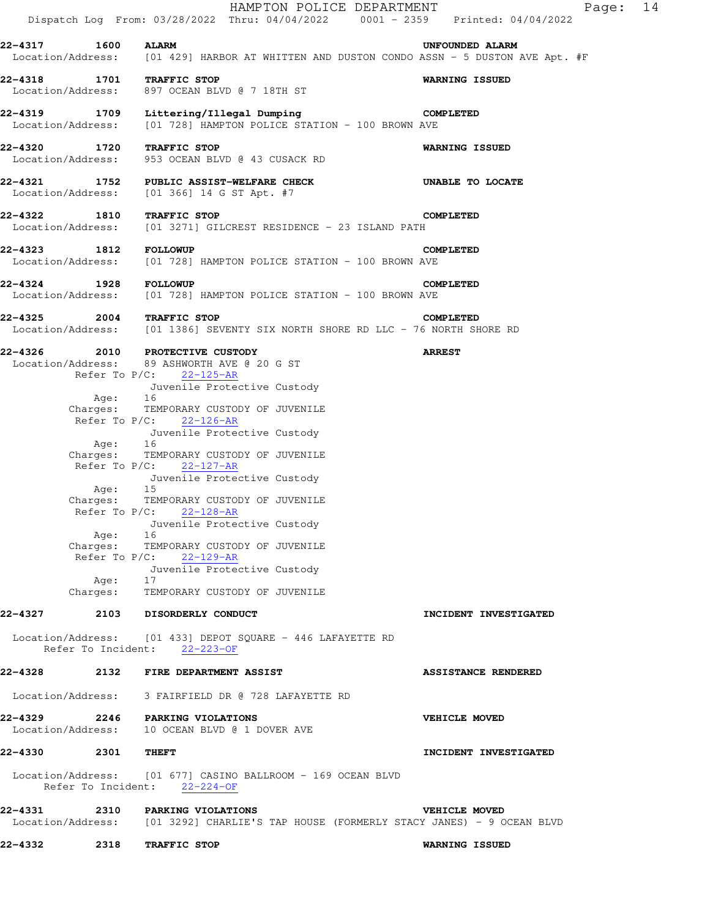**22-4317 1600 ALARM** **UNFOUNDED ALARM**
Location/Address: [01 429] HARBOR AT WHITTEN AND DUSTON CONDO ASSN - 5 DUSTON AVE Apt. #F

**22-4318 1701 TRAFFIC STOP** **WARNING ISSUED**
Location/Address: 897 OCEAN BLVD @ 7 18TH ST

**22-4319 1709 Littering/Illegal Dumping** **COMPLETED**
Location/Address: [01 728] HAMPTON POLICE STATION - 100 BROWN AVE

**22-4320 1720 TRAFFIC STOP** **WARNING ISSUED**
Location/Address: 953 OCEAN BLVD @ 43 CUSACK RD

**22-4321 1752 PUBLIC ASSIST-WELFARE CHECK** **UNABLE TO LOCATE**
Location/Address: [01 366] 14 G ST Apt. #7

**22-4322 1810 TRAFFIC STOP** **COMPLETED**
Location/Address: [01 3271] GILCREST RESIDENCE - 23 ISLAND PATH

**22-4323 1812 FOLLOWUP** **COMPLETED**
Location/Address: [01 728] HAMPTON POLICE STATION - 100 BROWN AVE

**22-4324 1928 FOLLOWUP** **COMPLETED**
Location/Address: [01 728] HAMPTON POLICE STATION - 100 BROWN AVE

**22-4325 2004 TRAFFIC STOP** **COMPLETED**
Location/Address: [01 1386] SEVENTY SIX NORTH SHORE RD LLC - 76 NORTH SHORE RD

**22-4326 2010 PROTECTIVE CUSTODY** **ARREST**
Location/Address: 89 ASHWORTH AVE @ 20 G ST
Refer To P/C: 22-125-AR
Juvenile Protective Custody
Age: 16
Charges: TEMPORARY CUSTODY OF JUVENILE
Refer To P/C: 22-126-AR
Juvenile Protective Custody
Age: 16
Charges: TEMPORARY CUSTODY OF JUVENILE
Refer To P/C: 22-127-AR
Juvenile Protective Custody
Age: 15
Charges: TEMPORARY CUSTODY OF JUVENILE
Refer To P/C: 22-128-AR
Juvenile Protective Custody
Age: 16
Charges: TEMPORARY CUSTODY OF JUVENILE
Refer To P/C: 22-129-AR
Juvenile Protective Custody
Age: 17
Charges: TEMPORARY CUSTODY OF JUVENILE

**22-4327 2103 DISORDERLY CONDUCT** **INCIDENT INVESTIGATED**
Location/Address: [01 433] DEPOT SQUARE - 446 LAFAYETTE RD
Refer To Incident: 22-223-OF

**22-4328 2132 FIRE DEPARTMENT ASSIST** **ASSISTANCE RENDERED**
Location/Address: 3 FAIRFIELD DR @ 728 LAFAYETTE RD

**22-4329 2246 PARKING VIOLATIONS** **VEHICLE MOVED**
Location/Address: 10 OCEAN BLVD @ 1 DOVER AVE

**22-4330 2301 THEFT** **INCIDENT INVESTIGATED**
Location/Address: [01 677] CASINO BALLROOM - 169 OCEAN BLVD
Refer To Incident: 22-224-OF

**22-4331 2310 PARKING VIOLATIONS** **VEHICLE MOVED**
Location/Address: [01 3292] CHARLIE'S TAP HOUSE (FORMERLY STACY JANES) - 9 OCEAN BLVD

**22-4332 2318 TRAFFIC STOP** **WARNING ISSUED**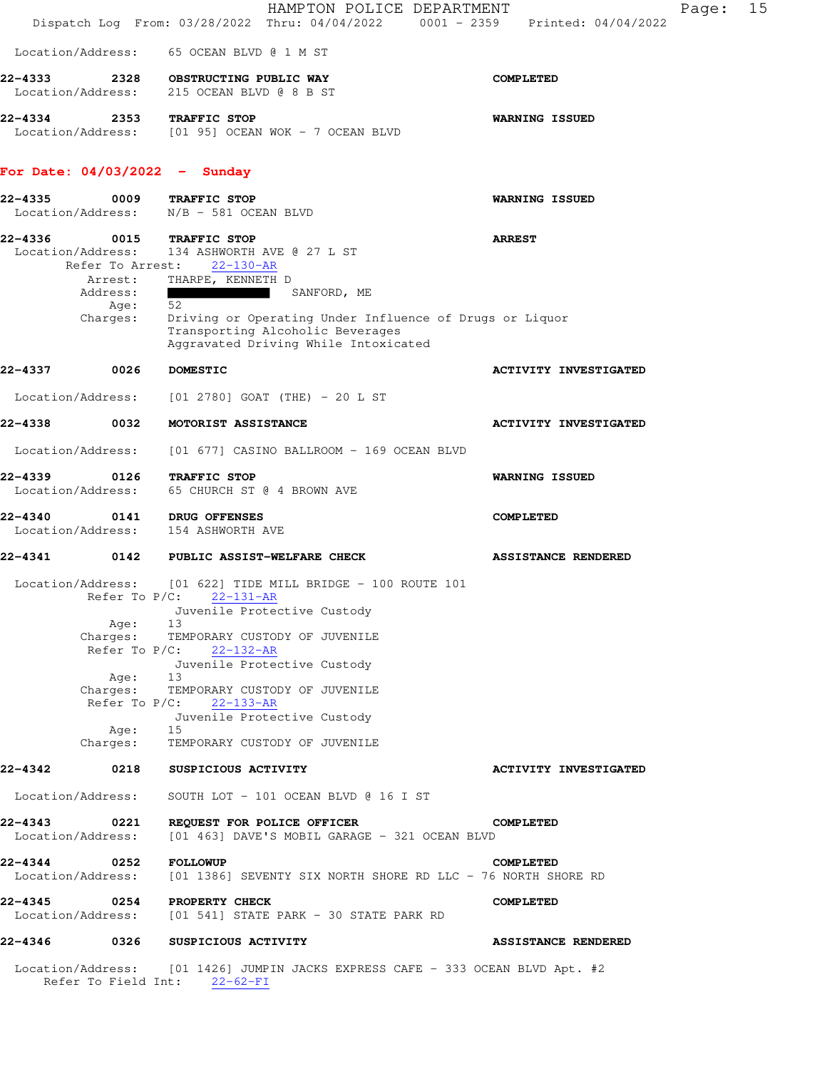Location/Address: 65 OCEAN BLVD @ 1 M ST

**22-4333** **2328** **OBSTRUCTING PUBLIC WAY** **COMPLETED**
Location/Address: 215 OCEAN BLVD @ 8 B ST

**22-4334** **2353** **TRAFFIC STOP** **WARNING ISSUED**
Location/Address: [01 95] OCEAN WOK - 7 OCEAN BLVD

## For Date: 04/03/2022 - Sunday

**22-4335** **0009** **TRAFFIC STOP** **WARNING ISSUED**
Location/Address: N/B - 581 OCEAN BLVD

**22-4336** **0015** **TRAFFIC STOP** **ARREST**
Location/Address: 134 ASHWORTH AVE @ 27 L ST
Refer To Arrest: 22-130-AR
Arrest: THARPE, KENNETH D
Address: SANFORD, ME
Age: 52
Charges: Driving or Operating Under Influence of Drugs or Liquor
Transporting Alcoholic Beverages
Aggravated Driving While Intoxicated

**22-4337** **0026** **DOMESTIC** **ACTIVITY INVESTIGATED**
Location/Address: [01 2780] GOAT (THE) - 20 L ST

**22-4338** **0032** **MOTORIST ASSISTANCE** **ACTIVITY INVESTIGATED**
Location/Address: [01 677] CASINO BALLROOM - 169 OCEAN BLVD

**22-4339** **0126** **TRAFFIC STOP** **WARNING ISSUED**
Location/Address: 65 CHURCH ST @ 4 BROWN AVE

**22-4340** **0141** **DRUG OFFENSES** **COMPLETED**
Location/Address: 154 ASHWORTH AVE

**22-4341** **0142** **PUBLIC ASSIST-WELFARE CHECK** **ASSISTANCE RENDERED**
Location/Address: [01 622] TIDE MILL BRIDGE - 100 ROUTE 101
Refer To P/C: 22-131-AR
Juvenile Protective Custody
Age: 13
Charges: TEMPORARY CUSTODY OF JUVENILE
Refer To P/C: 22-132-AR
Juvenile Protective Custody
Age: 13
Charges: TEMPORARY CUSTODY OF JUVENILE
Refer To P/C: 22-133-AR
Juvenile Protective Custody
Age: 15
Charges: TEMPORARY CUSTODY OF JUVENILE

**22-4342** **0218** **SUSPICIOUS ACTIVITY** **ACTIVITY INVESTIGATED**
Location/Address: SOUTH LOT - 101 OCEAN BLVD @ 16 I ST

**22-4343** **0221** **REQUEST FOR POLICE OFFICER** **COMPLETED**
Location/Address: [01 463] DAVE'S MOBIL GARAGE - 321 OCEAN BLVD

**22-4344** **0252** **FOLLOWUP** **COMPLETED**
Location/Address: [01 1386] SEVENTY SIX NORTH SHORE RD LLC - 76 NORTH SHORE RD

**22-4345** **0254** **PROPERTY CHECK** **COMPLETED**
Location/Address: [01 541] STATE PARK - 30 STATE PARK RD

**22-4346** **0326** **SUSPICIOUS ACTIVITY** **ASSISTANCE RENDERED**
Location/Address: [01 1426] JUMPIN JACKS EXPRESS CAFE - 333 OCEAN BLVD Apt. #2
Refer To Field Int: 22-62-FI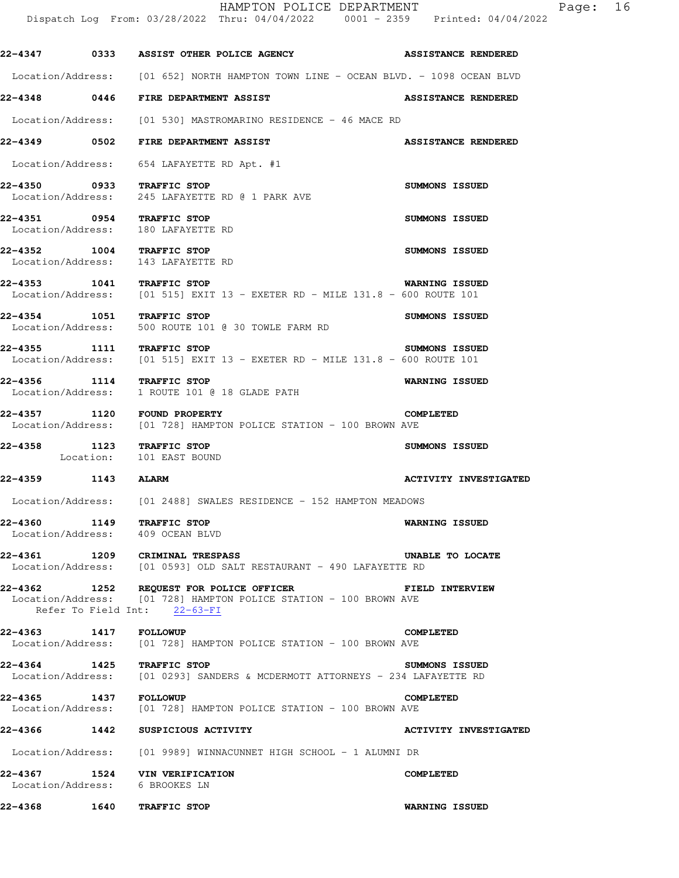22-4347 0333 ASSIST OTHER POLICE AGENCY ASSISTANCE RENDERED

Location/Address: [01 652] NORTH HAMPTON TOWN LINE - OCEAN BLVD. - 1098 OCEAN BLVD

22-4348 0446 FIRE DEPARTMENT ASSIST ASSISTANCE RENDERED

Location/Address: [01 530] MASTROMARINO RESIDENCE - 46 MACE RD

22-4349 0502 FIRE DEPARTMENT ASSIST ASSISTANCE RENDERED

Location/Address: 654 LAFAYETTE RD Apt. #1

22-4350 0933 TRAFFIC STOP SUMMONS ISSUED
Location/Address: 245 LAFAYETTE RD @ 1 PARK AVE

22-4351 0954 TRAFFIC STOP SUMMONS ISSUED
Location/Address: 180 LAFAYETTE RD

22-4352 1004 TRAFFIC STOP SUMMONS ISSUED
Location/Address: 143 LAFAYETTE RD

22-4353 1041 TRAFFIC STOP WARNING ISSUED
Location/Address: [01 515] EXIT 13 - EXETER RD - MILE 131.8 - 600 ROUTE 101

22-4354 1051 TRAFFIC STOP SUMMONS ISSUED
Location/Address: 500 ROUTE 101 @ 30 TOWLE FARM RD

22-4355 1111 TRAFFIC STOP SUMMONS ISSUED
Location/Address: [01 515] EXIT 13 - EXETER RD - MILE 131.8 - 600 ROUTE 101

22-4356 1114 TRAFFIC STOP WARNING ISSUED
Location/Address: 1 ROUTE 101 @ 18 GLADE PATH

22-4357 1120 FOUND PROPERTY COMPLETED
Location/Address: [01 728] HAMPTON POLICE STATION - 100 BROWN AVE

22-4358 1123 TRAFFIC STOP SUMMONS ISSUED
Location: 101 EAST BOUND

22-4359 1143 ALARM ACTIVITY INVESTIGATED

Location/Address: [01 2488] SWALES RESIDENCE - 152 HAMPTON MEADOWS

22-4360 1149 TRAFFIC STOP WARNING ISSUED
Location/Address: 409 OCEAN BLVD

22-4361 1209 CRIMINAL TRESPASS UNABLE TO LOCATE
Location/Address: [01 0593] OLD SALT RESTAURANT - 490 LAFAYETTE RD

22-4362 1252 REQUEST FOR POLICE OFFICER FIELD INTERVIEW
Location/Address: [01 728] HAMPTON POLICE STATION - 100 BROWN AVE
Refer To Field Int: 22-63-FI

22-4363 1417 FOLLOWUP COMPLETED
Location/Address: [01 728] HAMPTON POLICE STATION - 100 BROWN AVE

22-4364 1425 TRAFFIC STOP SUMMONS ISSUED
Location/Address: [01 0293] SANDERS & MCDERMOTT ATTORNEYS - 234 LAFAYETTE RD

22-4365 1437 FOLLOWUP COMPLETED
Location/Address: [01 728] HAMPTON POLICE STATION - 100 BROWN AVE

22-4366 1442 SUSPICIOUS ACTIVITY ACTIVITY INVESTIGATED

Location/Address: [01 9989] WINNACUNNET HIGH SCHOOL - 1 ALUMNI DR

22-4367 1524 VIN VERIFICATION COMPLETED
Location/Address: 6 BROOKES LN

22-4368 1640 TRAFFIC STOP WARNING ISSUED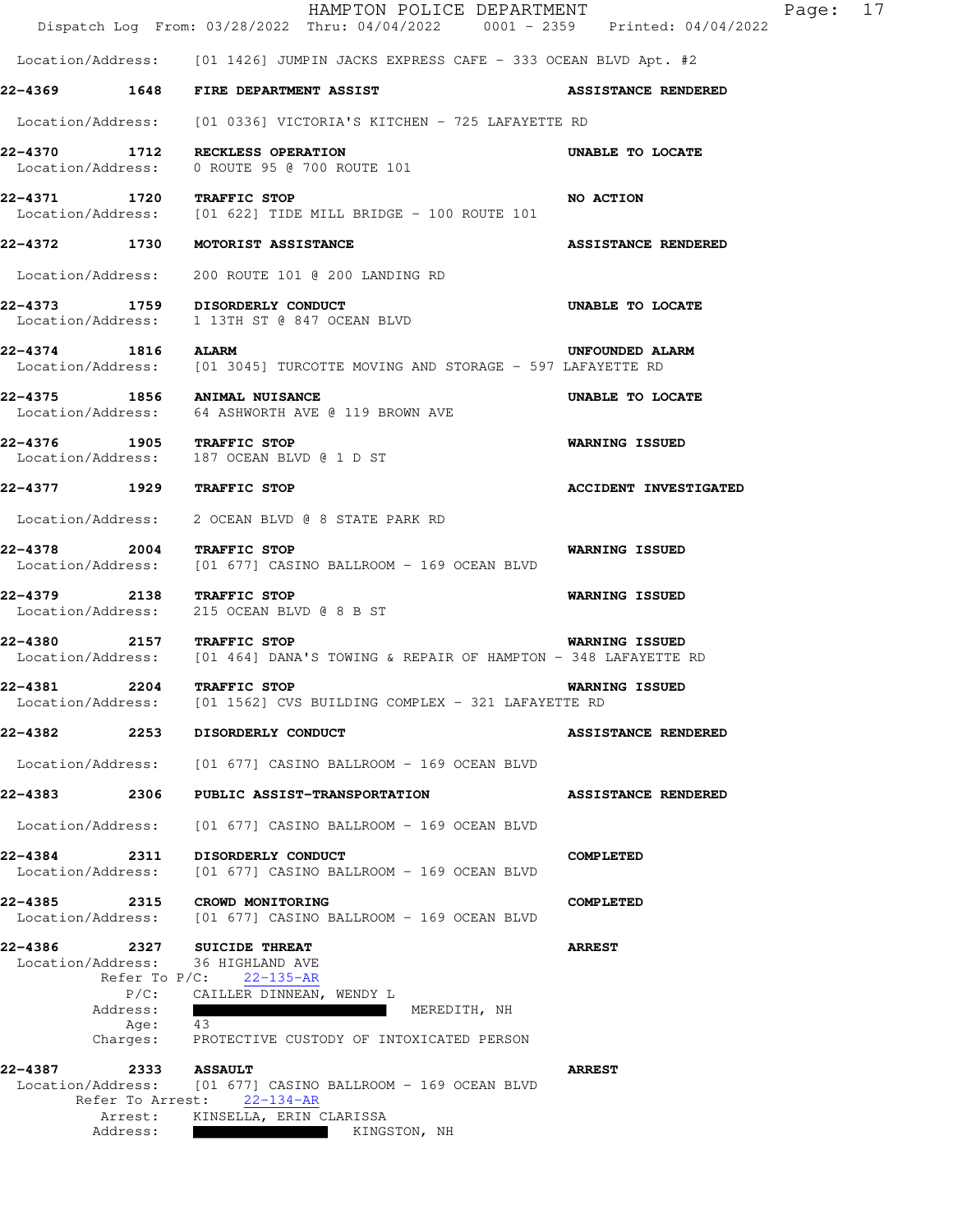Location/Address: [01 1426] JUMPIN JACKS EXPRESS CAFE - 333 OCEAN BLVD Apt. #2

**22-4369 1648 FIRE DEPARTMENT ASSIST** **ASSISTANCE RENDERED**

Location/Address: [01 0336] VICTORIA'S KITCHEN - 725 LAFAYETTE RD

**22-4370 1712 RECKLESS OPERATION** **UNABLE TO LOCATE**
Location/Address: 0 ROUTE 95 @ 700 ROUTE 101

**22-4371 1720 TRAFFIC STOP** **NO ACTION**
Location/Address: [01 622] TIDE MILL BRIDGE - 100 ROUTE 101

**22-4372 1730 MOTORIST ASSISTANCE** **ASSISTANCE RENDERED**

Location/Address: 200 ROUTE 101 @ 200 LANDING RD

**22-4373 1759 DISORDERLY CONDUCT** **UNABLE TO LOCATE**
Location/Address: 1 13TH ST @ 847 OCEAN BLVD

**22-4374 1816 ALARM** **UNFOUNDED ALARM**
Location/Address: [01 3045] TURCOTTE MOVING AND STORAGE - 597 LAFAYETTE RD

**22-4375 1856 ANIMAL NUISANCE** **UNABLE TO LOCATE**
Location/Address: 64 ASHWORTH AVE @ 119 BROWN AVE

**22-4376 1905 TRAFFIC STOP** **WARNING ISSUED**
Location/Address: 187 OCEAN BLVD @ 1 D ST

**22-4377 1929 TRAFFIC STOP** **ACCIDENT INVESTIGATED**

Location/Address: 2 OCEAN BLVD @ 8 STATE PARK RD

**22-4378 2004 TRAFFIC STOP** **WARNING ISSUED**
Location/Address: [01 677] CASINO BALLROOM - 169 OCEAN BLVD

**22-4379 2138 TRAFFIC STOP** **WARNING ISSUED**
Location/Address: 215 OCEAN BLVD @ 8 B ST

**22-4380 2157 TRAFFIC STOP** **WARNING ISSUED**
Location/Address: [01 464] DANA'S TOWING & REPAIR OF HAMPTON - 348 LAFAYETTE RD

**22-4381 2204 TRAFFIC STOP** **WARNING ISSUED**
Location/Address: [01 1562] CVS BUILDING COMPLEX - 321 LAFAYETTE RD

**22-4382 2253 DISORDERLY CONDUCT** **ASSISTANCE RENDERED**

Location/Address: [01 677] CASINO BALLROOM - 169 OCEAN BLVD

**22-4383 2306 PUBLIC ASSIST-TRANSPORTATION** **ASSISTANCE RENDERED**

Location/Address: [01 677] CASINO BALLROOM - 169 OCEAN BLVD

**22-4384 2311 DISORDERLY CONDUCT** **COMPLETED**
Location/Address: [01 677] CASINO BALLROOM - 169 OCEAN BLVD

**22-4385 2315 CROWD MONITORING** **COMPLETED**
Location/Address: [01 677] CASINO BALLROOM - 169 OCEAN BLVD

**22-4386 2327 SUICIDE THREAT** **ARREST**
Location/Address: 36 HIGHLAND AVE
Refer To P/C: 22-135-AR
P/C: CAILLER DINNEAN, WENDY L
Address: ██████ MEREDITH, NH
Age: 43
Charges: PROTECTIVE CUSTODY OF INTOXICATED PERSON

**22-4387 2333 ASSAULT** **ARREST**
Location/Address: [01 677] CASINO BALLROOM - 169 OCEAN BLVD
Refer To Arrest: 22-134-AR
Arrest: KINSELLA, ERIN CLARISSA
Address: ██████ KINGSTON, NH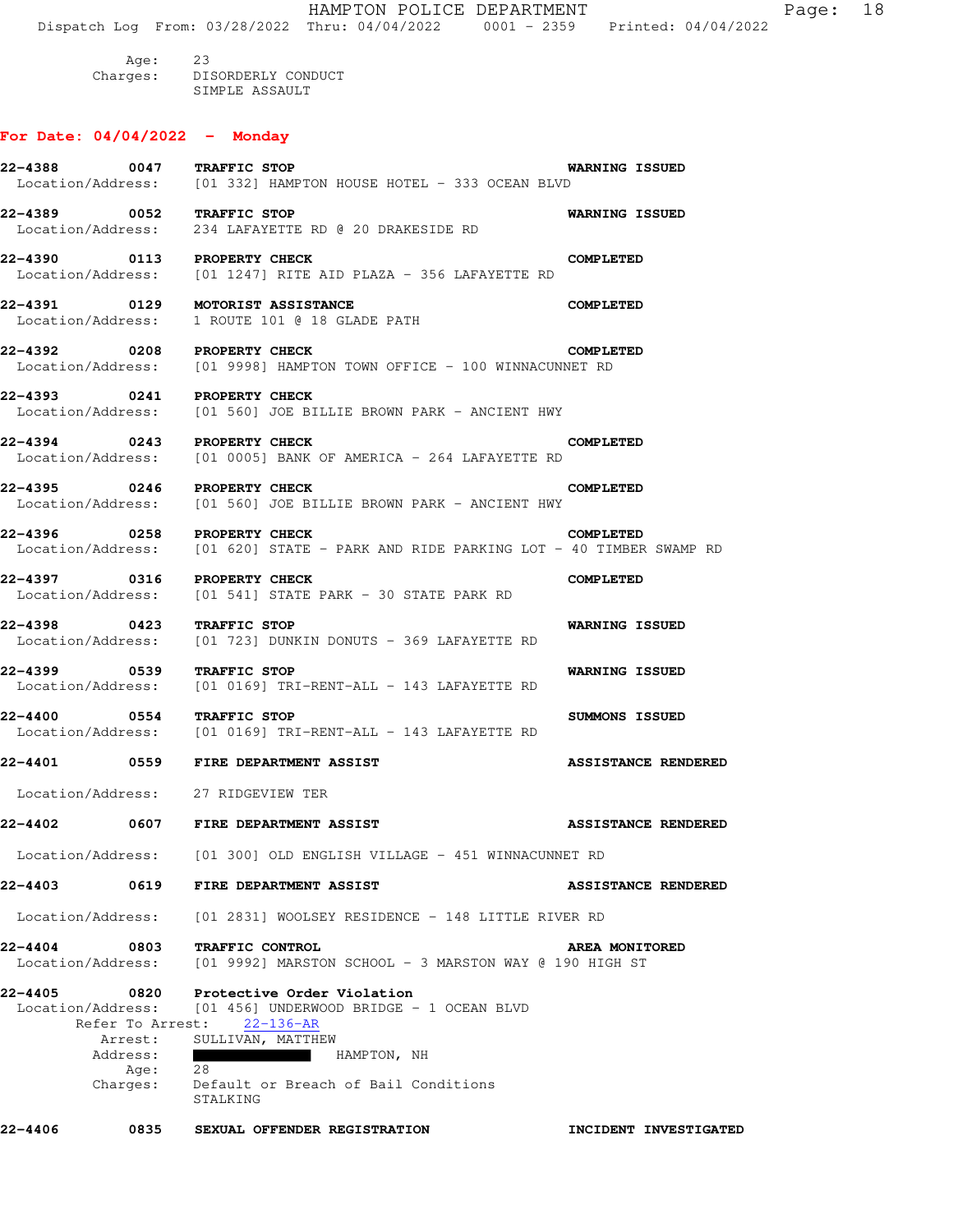Age: 23
Charges: DISORDERLY CONDUCT
SIMPLE ASSAULT

## For Date: 04/04/2022 - Monday

**22-4388 0047 TRAFFIC STOP** **WARNING ISSUED**
Location/Address: [01 332] HAMPTON HOUSE HOTEL - 333 OCEAN BLVD

**22-4389 0052 TRAFFIC STOP** **WARNING ISSUED**
Location/Address: 234 LAFAYETTE RD @ 20 DRAKESIDE RD

**22-4390 0113 PROPERTY CHECK** **COMPLETED**
Location/Address: [01 1247] RITE AID PLAZA - 356 LAFAYETTE RD

**22-4391 0129 MOTORIST ASSISTANCE** **COMPLETED**
Location/Address: 1 ROUTE 101 @ 18 GLADE PATH

**22-4392 0208 PROPERTY CHECK** **COMPLETED**
Location/Address: [01 9998] HAMPTON TOWN OFFICE - 100 WINNACUNNET RD

**22-4393 0241 PROPERTY CHECK**
Location/Address: [01 560] JOE BILLIE BROWN PARK - ANCIENT HWY

**22-4394 0243 PROPERTY CHECK** **COMPLETED**
Location/Address: [01 0005] BANK OF AMERICA - 264 LAFAYETTE RD

**22-4395 0246 PROPERTY CHECK** **COMPLETED**
Location/Address: [01 560] JOE BILLIE BROWN PARK - ANCIENT HWY

**22-4396 0258 PROPERTY CHECK** **COMPLETED**
Location/Address: [01 620] STATE - PARK AND RIDE PARKING LOT - 40 TIMBER SWAMP RD

**22-4397 0316 PROPERTY CHECK** **COMPLETED**
Location/Address: [01 541] STATE PARK - 30 STATE PARK RD

**22-4398 0423 TRAFFIC STOP** **WARNING ISSUED**
Location/Address: [01 723] DUNKIN DONUTS - 369 LAFAYETTE RD

**22-4399 0539 TRAFFIC STOP** **WARNING ISSUED**
Location/Address: [01 0169] TRI-RENT-ALL - 143 LAFAYETTE RD

**22-4400 0554 TRAFFIC STOP** **SUMMONS ISSUED**
Location/Address: [01 0169] TRI-RENT-ALL - 143 LAFAYETTE RD

**22-4401 0559 FIRE DEPARTMENT ASSIST** **ASSISTANCE RENDERED**
Location/Address: 27 RIDGEVIEW TER

**22-4402 0607 FIRE DEPARTMENT ASSIST** **ASSISTANCE RENDERED**
Location/Address: [01 300] OLD ENGLISH VILLAGE - 451 WINNACUNNET RD

**22-4403 0619 FIRE DEPARTMENT ASSIST** **ASSISTANCE RENDERED**
Location/Address: [01 2831] WOOLSEY RESIDENCE - 148 LITTLE RIVER RD

**22-4404 0803 TRAFFIC CONTROL** **AREA MONITORED**
Location/Address: [01 9992] MARSTON SCHOOL - 3 MARSTON WAY @ 190 HIGH ST

**22-4405 0820 Protective Order Violation**
Location/Address: [01 456] UNDERWOOD BRIDGE - 1 OCEAN BLVD
Refer To Arrest: 22-136-AR
Arrest: SULLIVAN, MATTHEW
Address: HAMPTON, NH
Age: 28
Charges: Default or Breach of Bail Conditions
STALKING

**22-4406 0835 SEXUAL OFFENDER REGISTRATION** **INCIDENT INVESTIGATED**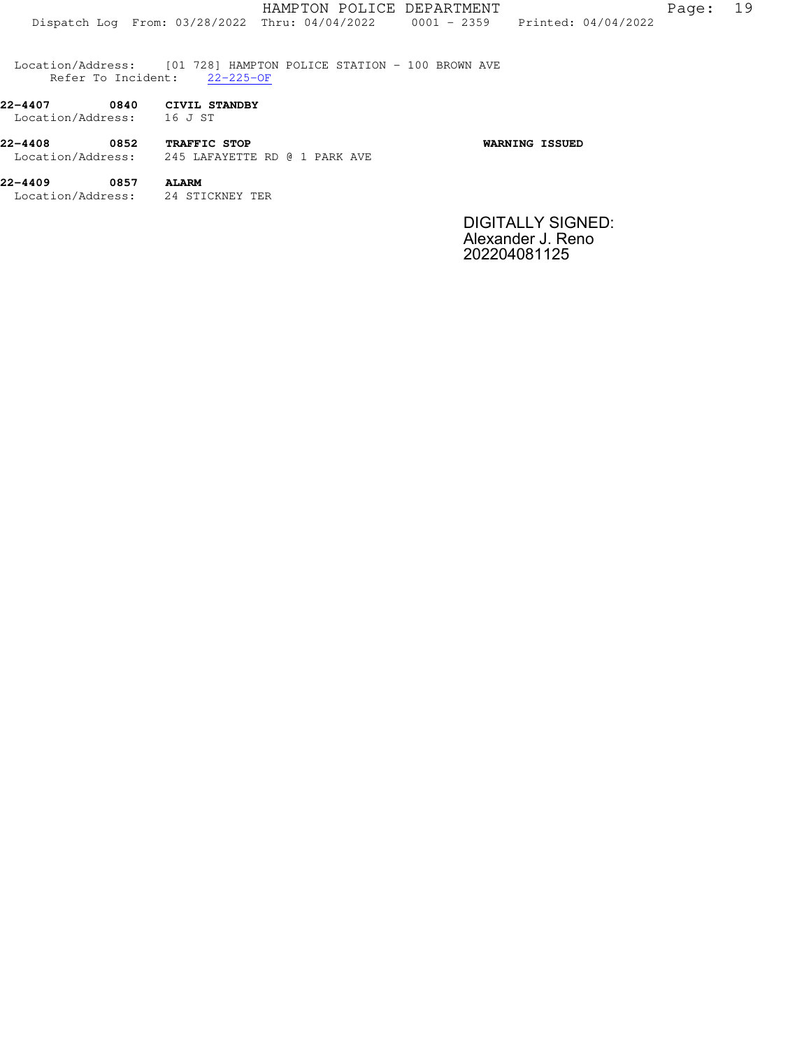Location/Address: [01 728] HAMPTON POLICE STATION - 100 BROWN AVE
Refer To Incident: 22-225-OF

**22-4407 0840 CIVIL STANDBY**
Location/Address: 16 J ST

**22-4408 0852 TRAFFIC STOP** **WARNING ISSUED**
Location/Address: 245 LAFAYETTE RD @ 1 PARK AVE

**22-4409 0857 ALARM**
Location/Address: 24 STICKNEY TER

DIGITALLY SIGNED:
Alexander J. Reno
202204081125